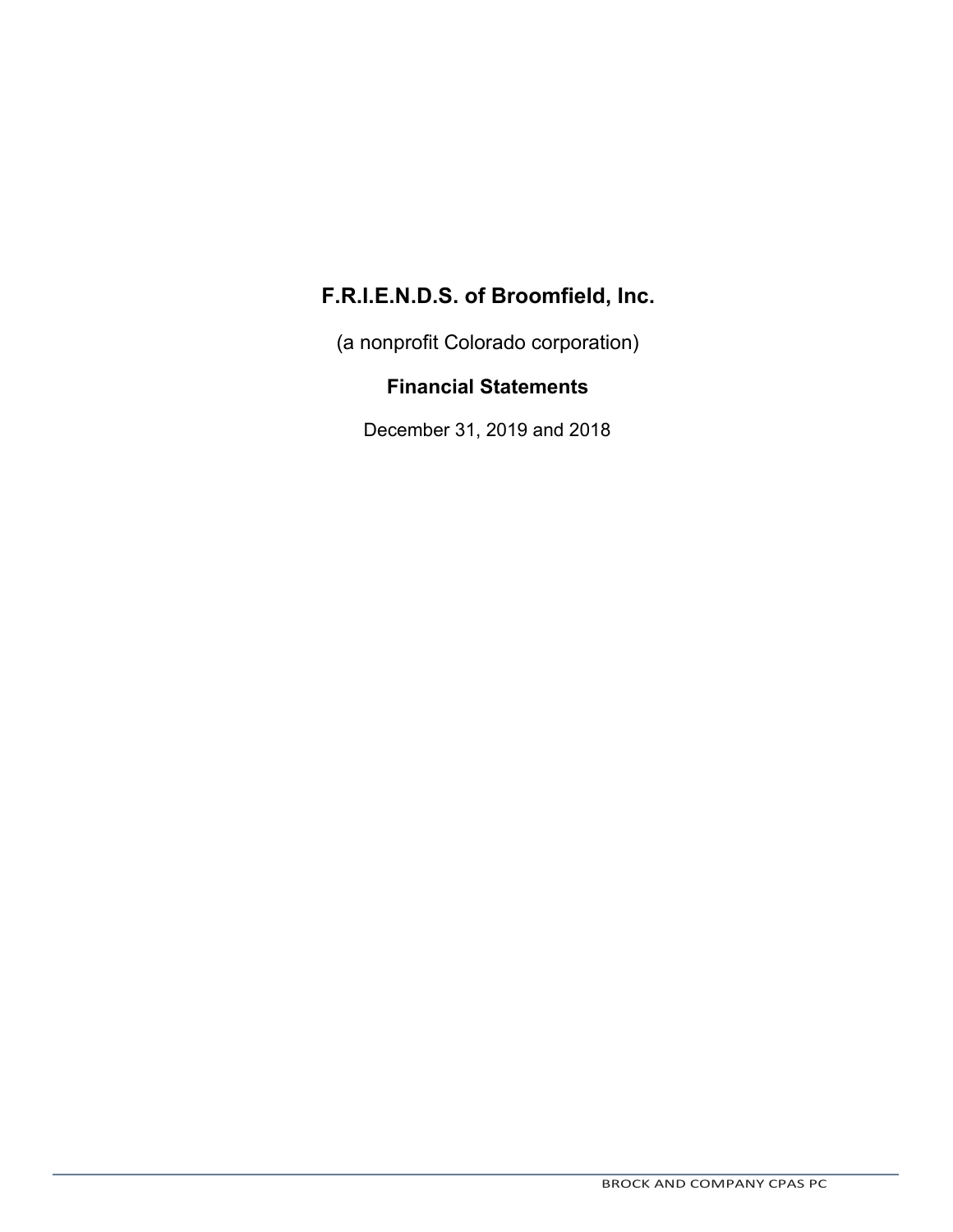# F.R.I.E.N.D.S. of Broomfield, Inc.

(a nonprofit Colorado corporation)

## Financial Statements

December 31, 2019 and 2018

BROCK AND COMPANY CPAS PC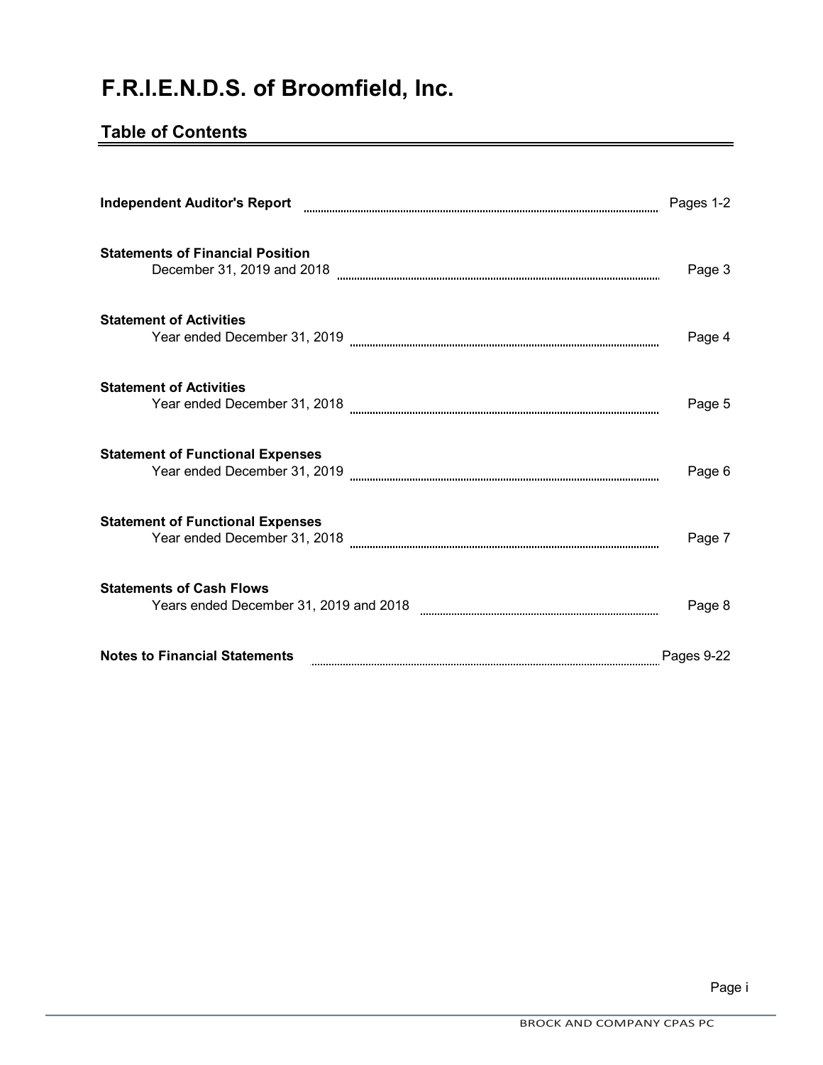# F.R.I.E.N.D.S. of Broomfield, Inc.

## Table of Contents

| | |
|---|---|
| **Independent Auditor's Report** | Pages 1-2 |
| **Statements of Financial Position**<br>December 31, 2019 and 2018 | Page 3 |
| **Statement of Activities**<br>Year ended December 31, 2019 | Page 4 |
| **Statement of Activities**<br>Year ended December 31, 2018 | Page 5 |
| **Statement of Functional Expenses**<br>Year ended December 31, 2019 | Page 6 |
| **Statement of Functional Expenses**<br>Year ended December 31, 2018 | Page 7 |
| **Statements of Cash Flows**<br>Years ended December 31, 2019 and 2018 | Page 8 |
| **Notes to Financial Statements** | Pages 9-22 |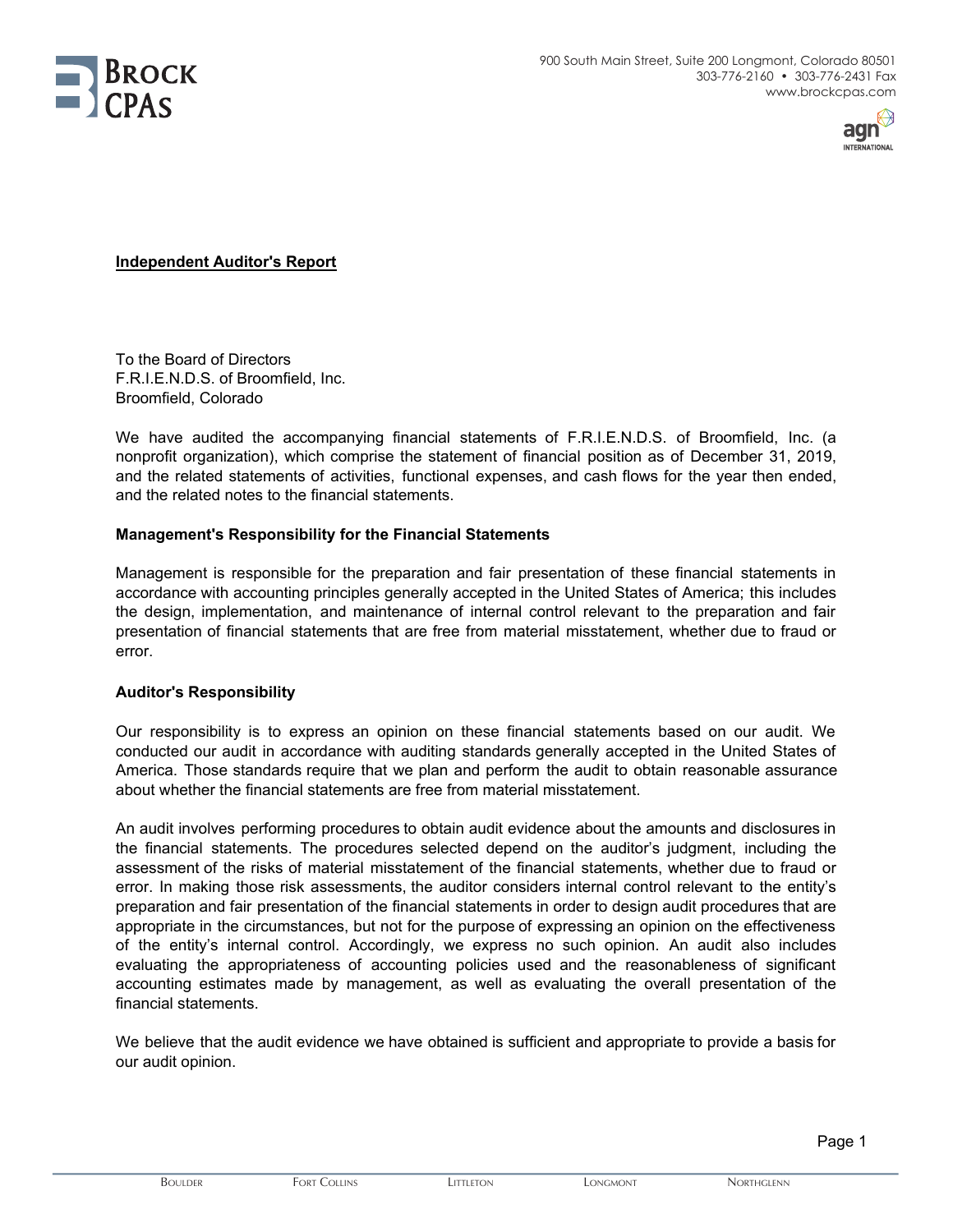Brock CPAs

900 South Main Street, Suite 200 Longmont, Colorado 80501
303-776-2160 • 303-776-2431 Fax
www.brockcpas.com

**Independent Auditor's Report**

To the Board of Directors
F.R.I.E.N.D.S. of Broomfield, Inc.
Broomfield, Colorado

We have audited the accompanying financial statements of F.R.I.E.N.D.S. of Broomfield, Inc. (a nonprofit organization), which comprise the statement of financial position as of December 31, 2019, and the related statements of activities, functional expenses, and cash flows for the year then ended, and the related notes to the financial statements.

**Management's Responsibility for the Financial Statements**

Management is responsible for the preparation and fair presentation of these financial statements in accordance with accounting principles generally accepted in the United States of America; this includes the design, implementation, and maintenance of internal control relevant to the preparation and fair presentation of financial statements that are free from material misstatement, whether due to fraud or error.

**Auditor's Responsibility**

Our responsibility is to express an opinion on these financial statements based on our audit. We conducted our audit in accordance with auditing standards generally accepted in the United States of America. Those standards require that we plan and perform the audit to obtain reasonable assurance about whether the financial statements are free from material misstatement.

An audit involves performing procedures to obtain audit evidence about the amounts and disclosures in the financial statements. The procedures selected depend on the auditor's judgment, including the assessment of the risks of material misstatement of the financial statements, whether due to fraud or error. In making those risk assessments, the auditor considers internal control relevant to the entity's preparation and fair presentation of the financial statements in order to design audit procedures that are appropriate in the circumstances, but not for the purpose of expressing an opinion on the effectiveness of the entity's internal control. Accordingly, we express no such opinion. An audit also includes evaluating the appropriateness of accounting policies used and the reasonableness of significant accounting estimates made by management, as well as evaluating the overall presentation of the financial statements.

We believe that the audit evidence we have obtained is sufficient and appropriate to provide a basis for our audit opinion.

Boulder Fort Collins Littleton Longmont Northglenn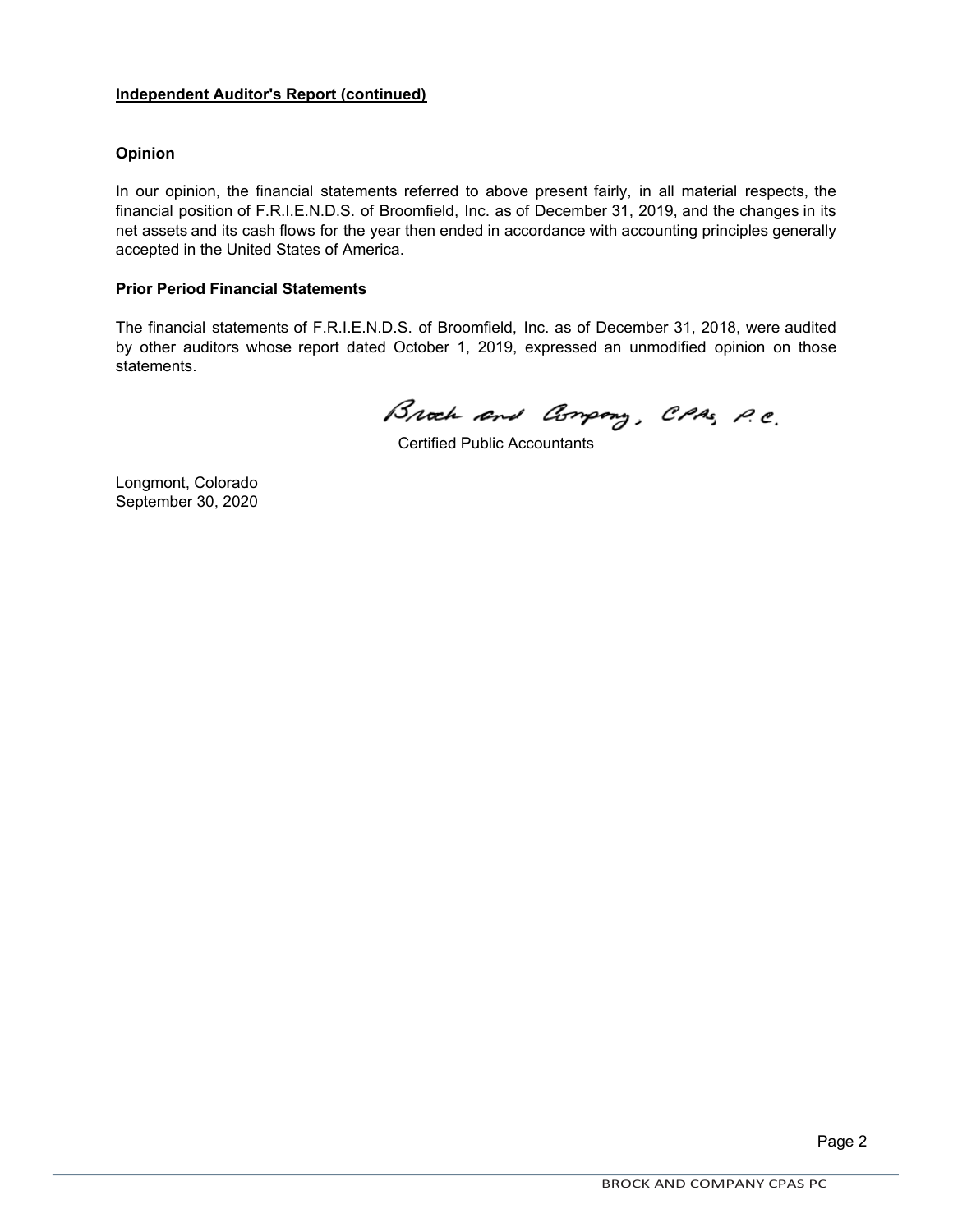**Independent Auditor's Report (continued)**

**Opinion**

In our opinion, the financial statements referred to above present fairly, in all material respects, the financial position of F.R.I.E.N.D.S. of Broomfield, Inc. as of December 31, 2019, and the changes in its net assets and its cash flows for the year then ended in accordance with accounting principles generally accepted in the United States of America.

**Prior Period Financial Statements**

The financial statements of F.R.I.E.N.D.S. of Broomfield, Inc. as of December 31, 2018, were audited by other auditors whose report dated October 1, 2019, expressed an unmodified opinion on those statements.

Brock and Company, CPAs, P.C.

Certified Public Accountants

Longmont, Colorado
September 30, 2020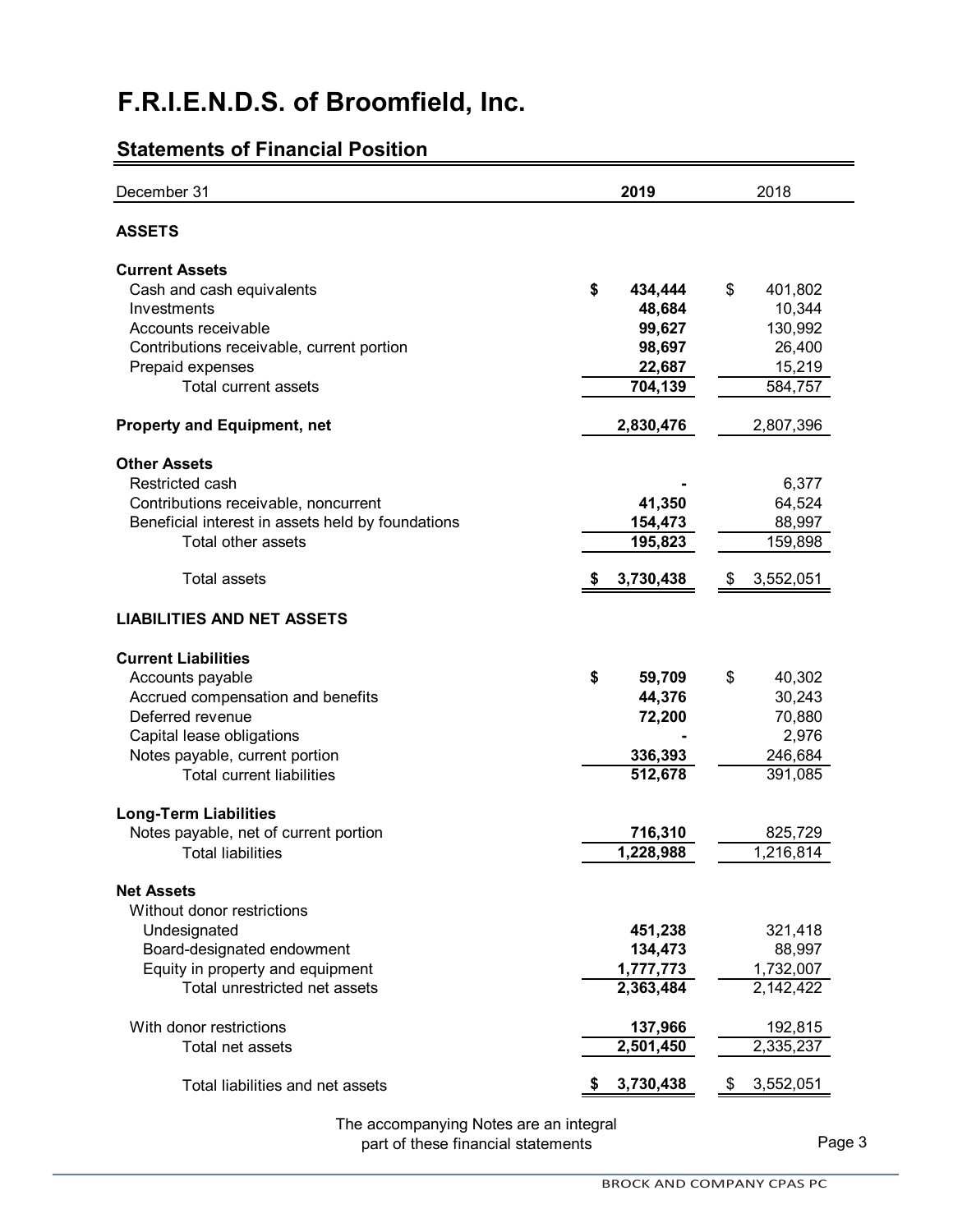# F.R.I.E.N.D.S. of Broomfield, Inc.

## Statements of Financial Position

| December 31 | 2019 | 2018 |
|---|---|---|
| **ASSETS** | | |
| **Current Assets** | | |
| Cash and cash equivalents | $ 434,444 | $ 401,802 |
| Investments | 48,684 | 10,344 |
| Accounts receivable | 99,627 | 130,992 |
| Contributions receivable, current portion | 98,697 | 26,400 |
| Prepaid expenses | 22,687 | 15,219 |
| Total current assets | 704,139 | 584,757 |
| **Property and Equipment, net** | 2,830,476 | 2,807,396 |
| **Other Assets** | | |
| Restricted cash | - | 6,377 |
| Contributions receivable, noncurrent | 41,350 | 64,524 |
| Beneficial interest in assets held by foundations | 154,473 | 88,997 |
| Total other assets | 195,823 | 159,898 |
| Total assets | $ 3,730,438 | $ 3,552,051 |
| **LIABILITIES AND NET ASSETS** | | |
| **Current Liabilities** | | |
| Accounts payable | $ 59,709 | $ 40,302 |
| Accrued compensation and benefits | 44,376 | 30,243 |
| Deferred revenue | 72,200 | 70,880 |
| Capital lease obligations | - | 2,976 |
| Notes payable, current portion | 336,393 | 246,684 |
| Total current liabilities | 512,678 | 391,085 |
| **Long-Term Liabilities** | | |
| Notes payable, net of current portion | 716,310 | 825,729 |
| Total liabilities | 1,228,988 | 1,216,814 |
| **Net Assets** | | |
| Without donor restrictions | | |
| Undesignated | 451,238 | 321,418 |
| Board-designated endowment | 134,473 | 88,997 |
| Equity in property and equipment | 1,777,773 | 1,732,007 |
| Total unrestricted net assets | 2,363,484 | 2,142,422 |
| With donor restrictions | 137,966 | 192,815 |
| Total net assets | 2,501,450 | 2,335,237 |
| Total liabilities and net assets | $ 3,730,438 | $ 3,552,051 |

The accompanying Notes are an integral part of these financial statements

BROCK AND COMPANY CPAS PC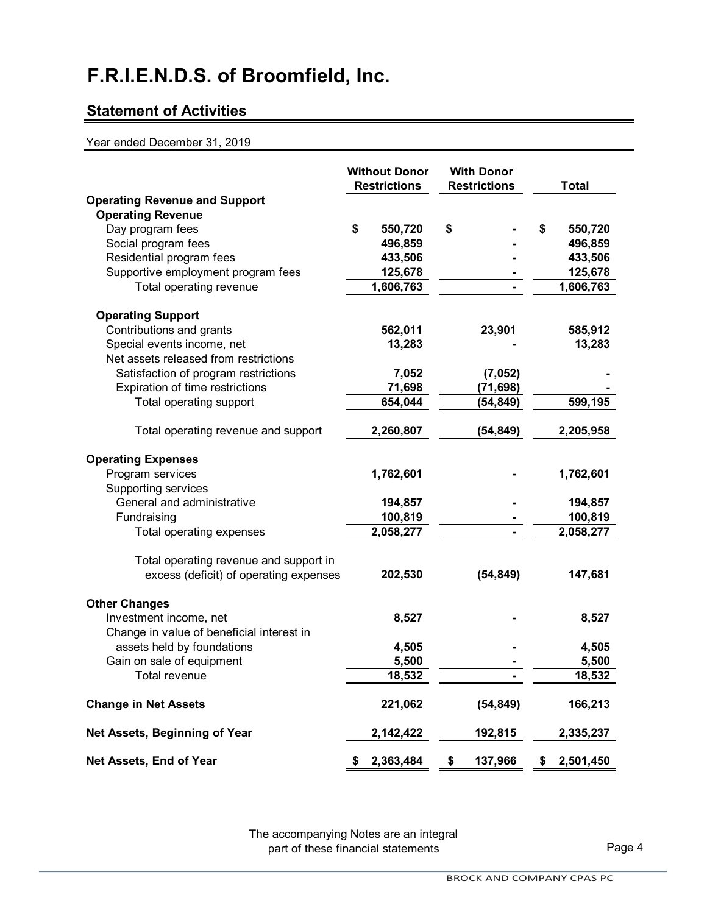# F.R.I.E.N.D.S. of Broomfield, Inc.

## Statement of Activities

Year ended December 31, 2019

| | Without Donor Restrictions | With Donor Restrictions | Total |
|---|---|---|---|
| **Operating Revenue and Support** | | | |
| **Operating Revenue** | | | |
| Day program fees | $ 550,720 | $ - | $ 550,720 |
| Social program fees | 496,859 | - | 496,859 |
| Residential program fees | 433,506 | - | 433,506 |
| Supportive employment program fees | 125,678 | - | 125,678 |
| Total operating revenue | 1,606,763 | - | 1,606,763 |
| **Operating Support** | | | |
| Contributions and grants | 562,011 | 23,901 | 585,912 |
| Special events income, net | 13,283 | - | 13,283 |
| Net assets released from restrictions | | | |
| Satisfaction of program restrictions | 7,052 | (7,052) | - |
| Expiration of time restrictions | 71,698 | (71,698) | - |
| Total operating support | 654,044 | (54,849) | 599,195 |
| Total operating revenue and support | 2,260,807 | (54,849) | 2,205,958 |
| **Operating Expenses** | | | |
| Program services | 1,762,601 | - | 1,762,601 |
| Supporting services | | | |
| General and administrative | 194,857 | - | 194,857 |
| Fundraising | 100,819 | - | 100,819 |
| Total operating expenses | 2,058,277 | - | 2,058,277 |
| Total operating revenue and support in excess (deficit) of operating expenses | 202,530 | (54,849) | 147,681 |
| **Other Changes** | | | |
| Investment income, net | 8,527 | - | 8,527 |
| Change in value of beneficial interest in assets held by foundations | 4,505 | - | 4,505 |
| Gain on sale of equipment | 5,500 | - | 5,500 |
| Total revenue | 18,532 | - | 18,532 |
| **Change in Net Assets** | 221,062 | (54,849) | 166,213 |
| **Net Assets, Beginning of Year** | 2,142,422 | 192,815 | 2,335,237 |
| **Net Assets, End of Year** | $ 2,363,484 | $ 137,966 | $ 2,501,450 |

The accompanying Notes are an integral part of these financial statements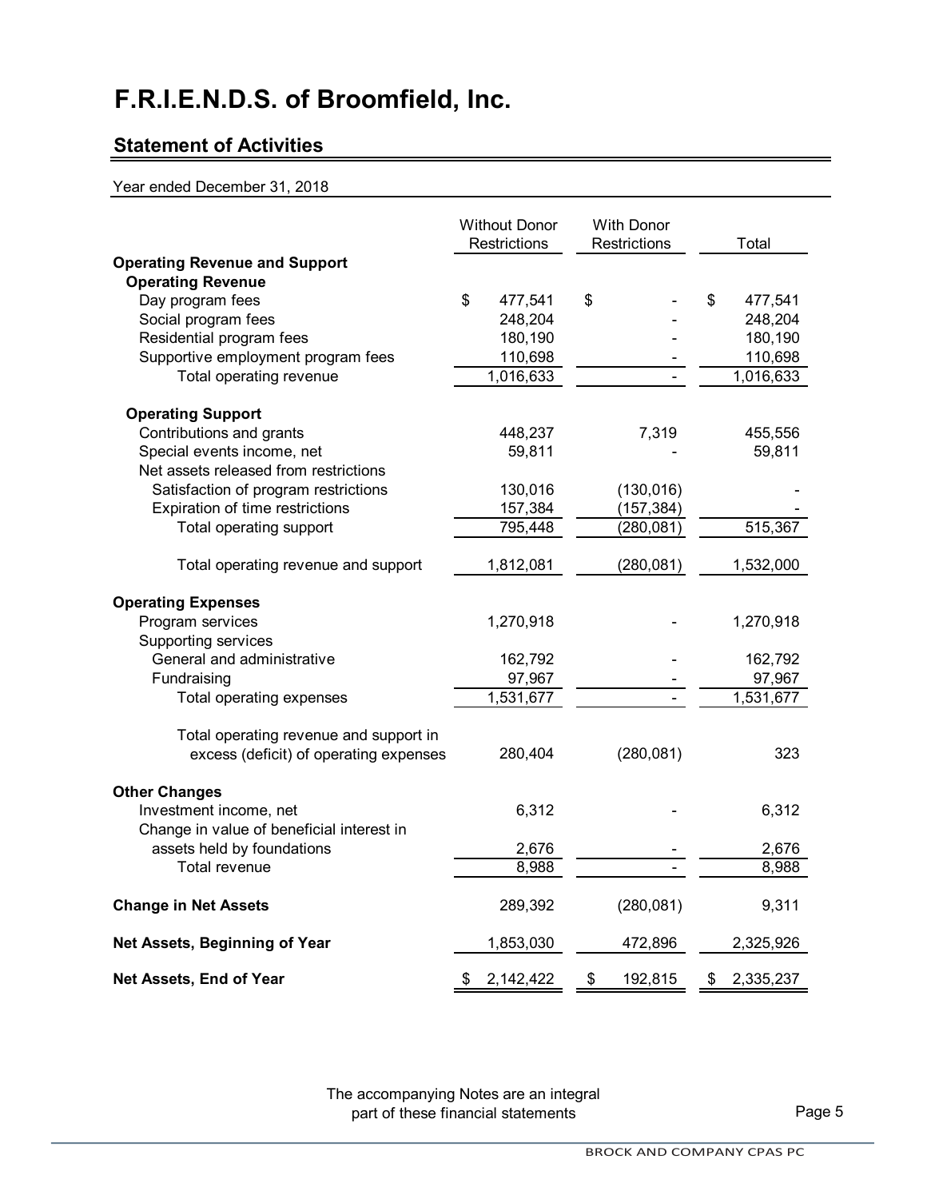# F.R.I.E.N.D.S. of Broomfield, Inc.

## Statement of Activities

Year ended December 31, 2018

| | Without Donor Restrictions | With Donor Restrictions | Total |
|---|---|---|---|
| **Operating Revenue and Support** | | | |
| **Operating Revenue** | | | |
| Day program fees | $ 477,541 | $ - | $ 477,541 |
| Social program fees | 248,204 | - | 248,204 |
| Residential program fees | 180,190 | - | 180,190 |
| Supportive employment program fees | 110,698 | - | 110,698 |
| Total operating revenue | 1,016,633 | - | 1,016,633 |
| **Operating Support** | | | |
| Contributions and grants | 448,237 | 7,319 | 455,556 |
| Special events income, net | 59,811 | - | 59,811 |
| Net assets released from restrictions | | | |
| Satisfaction of program restrictions | 130,016 | (130,016) | - |
| Expiration of time restrictions | 157,384 | (157,384) | - |
| Total operating support | 795,448 | (280,081) | 515,367 |
| Total operating revenue and support | 1,812,081 | (280,081) | 1,532,000 |
| **Operating Expenses** | | | |
| Program services | 1,270,918 | - | 1,270,918 |
| Supporting services | | | |
| General and administrative | 162,792 | - | 162,792 |
| Fundraising | 97,967 | - | 97,967 |
| Total operating expenses | 1,531,677 | - | 1,531,677 |
| Total operating revenue and support in excess (deficit) of operating expenses | 280,404 | (280,081) | 323 |
| **Other Changes** | | | |
| Investment income, net | 6,312 | - | 6,312 |
| Change in value of beneficial interest in assets held by foundations | 2,676 | - | 2,676 |
| Total revenue | 8,988 | - | 8,988 |
| **Change in Net Assets** | 289,392 | (280,081) | 9,311 |
| **Net Assets, Beginning of Year** | 1,853,030 | 472,896 | 2,325,926 |
| **Net Assets, End of Year** | $ 2,142,422 | $ 192,815 | $ 2,335,237 |

The accompanying Notes are an integral part of these financial statements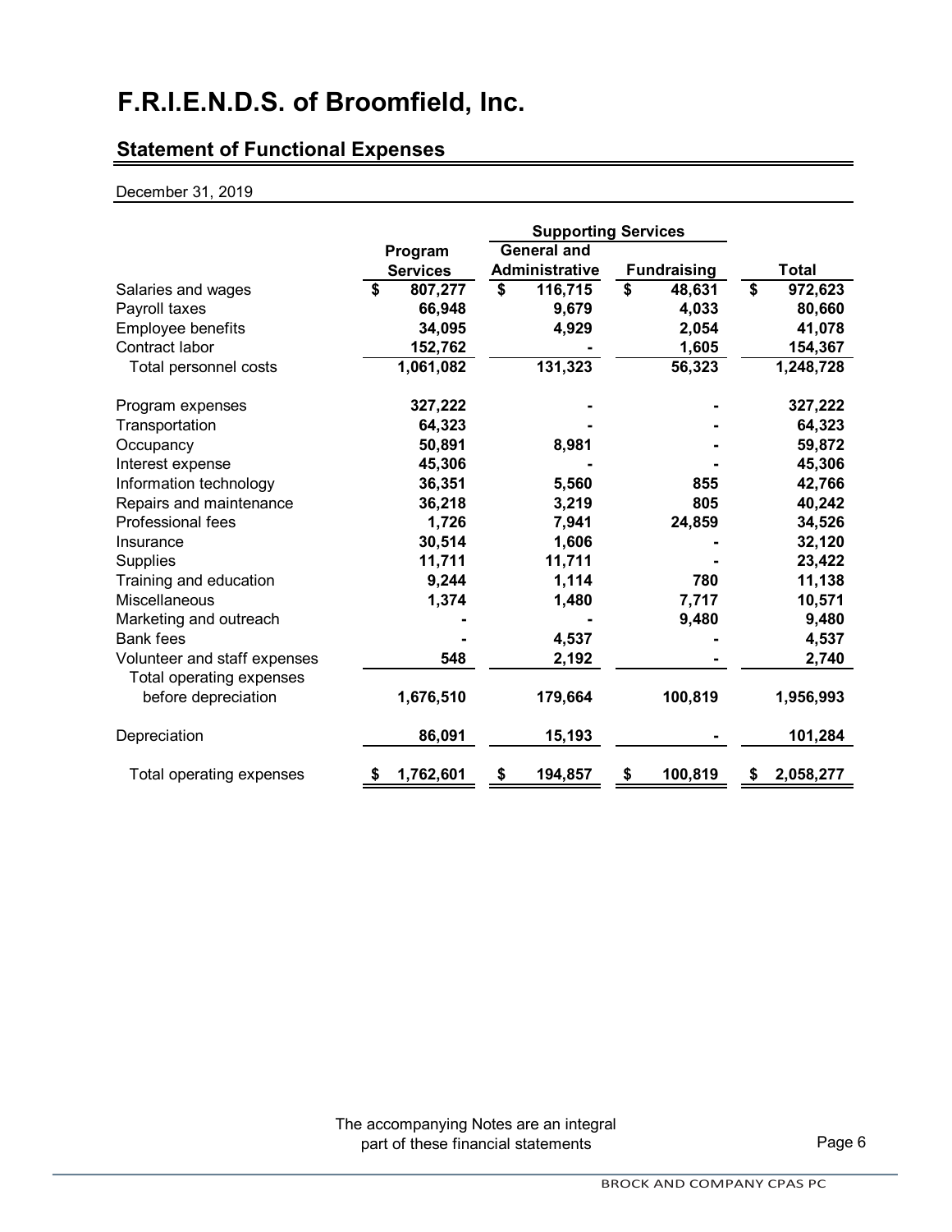# F.R.I.E.N.D.S. of Broomfield, Inc.

## Statement of Functional Expenses

December 31, 2019

| | Program Services | Supporting Services | | Total |
|---|---|---|---|---|
| | | General and Administrative | Fundraising | |
| Salaries and wages | $ 807,277 | $ 116,715 | $ 48,631 | $ 972,623 |
| Payroll taxes | 66,948 | 9,679 | 4,033 | 80,660 |
| Employee benefits | 34,095 | 4,929 | 2,054 | 41,078 |
| Contract labor | 152,762 | - | 1,605 | 154,367 |
| Total personnel costs | 1,061,082 | 131,323 | 56,323 | 1,248,728 |
| Program expenses | 327,222 | - | - | 327,222 |
| Transportation | 64,323 | - | - | 64,323 |
| Occupancy | 50,891 | 8,981 | - | 59,872 |
| Interest expense | 45,306 | - | - | 45,306 |
| Information technology | 36,351 | 5,560 | 855 | 42,766 |
| Repairs and maintenance | 36,218 | 3,219 | 805 | 40,242 |
| Professional fees | 1,726 | 7,941 | 24,859 | 34,526 |
| Insurance | 30,514 | 1,606 | - | 32,120 |
| Supplies | 11,711 | 11,711 | - | 23,422 |
| Training and education | 9,244 | 1,114 | 780 | 11,138 |
| Miscellaneous | 1,374 | 1,480 | 7,717 | 10,571 |
| Marketing and outreach | - | - | 9,480 | 9,480 |
| Bank fees | - | 4,537 | - | 4,537 |
| Volunteer and staff expenses | 548 | 2,192 | - | 2,740 |
| Total operating expenses before depreciation | 1,676,510 | 179,664 | 100,819 | 1,956,993 |
| Depreciation | 86,091 | 15,193 | - | 101,284 |
| Total operating expenses | $ 1,762,601 | $ 194,857 | $ 100,819 | $ 2,058,277 |

The accompanying Notes are an integral part of these financial statements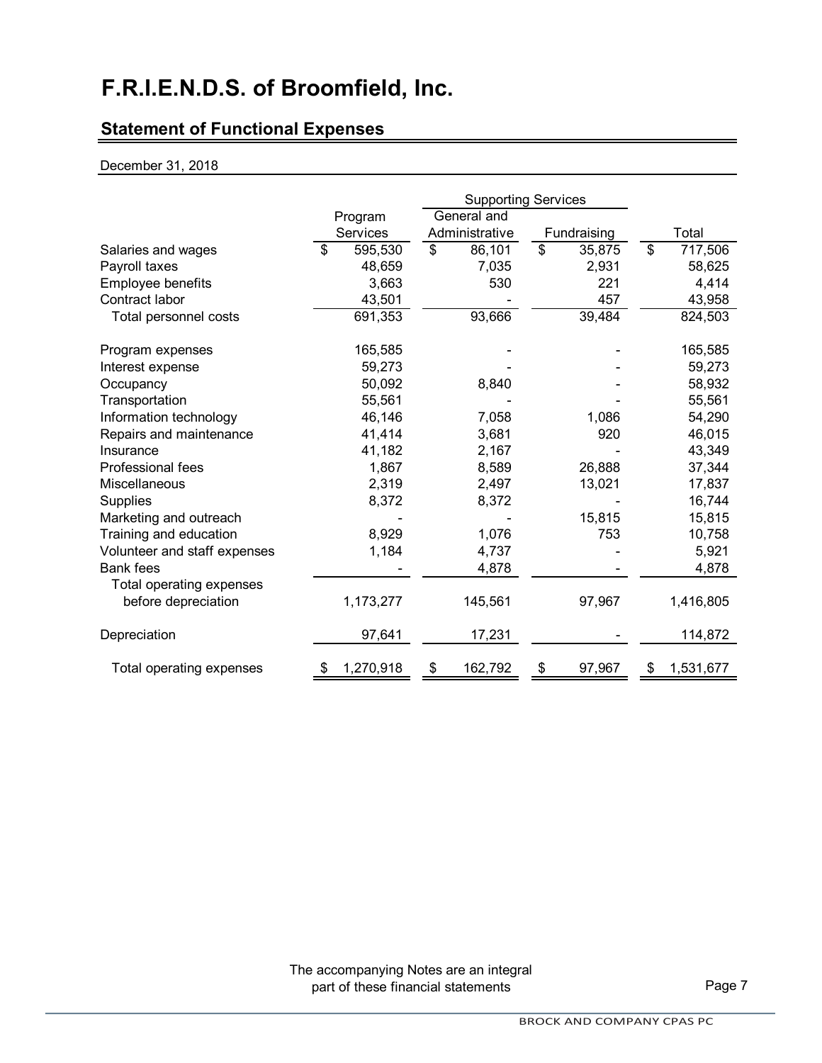# F.R.I.E.N.D.S. of Broomfield, Inc.

## Statement of Functional Expenses

December 31, 2018

| | Program Services | Supporting Services | | Total |
|---|---|---|---|---|
| | | General and Administrative | Fundraising | |
| Salaries and wages | $ 595,530 | $ 86,101 | $ 35,875 | $ 717,506 |
| Payroll taxes | 48,659 | 7,035 | 2,931 | 58,625 |
| Employee benefits | 3,663 | 530 | 221 | 4,414 |
| Contract labor | 43,501 | - | 457 | 43,958 |
| Total personnel costs | 691,353 | 93,666 | 39,484 | 824,503 |
| Program expenses | 165,585 | - | - | 165,585 |
| Interest expense | 59,273 | - | - | 59,273 |
| Occupancy | 50,092 | 8,840 | - | 58,932 |
| Transportation | 55,561 | - | - | 55,561 |
| Information technology | 46,146 | 7,058 | 1,086 | 54,290 |
| Repairs and maintenance | 41,414 | 3,681 | 920 | 46,015 |
| Insurance | 41,182 | 2,167 | - | 43,349 |
| Professional fees | 1,867 | 8,589 | 26,888 | 37,344 |
| Miscellaneous | 2,319 | 2,497 | 13,021 | 17,837 |
| Supplies | 8,372 | 8,372 | - | 16,744 |
| Marketing and outreach | - | - | 15,815 | 15,815 |
| Training and education | 8,929 | 1,076 | 753 | 10,758 |
| Volunteer and staff expenses | 1,184 | 4,737 | - | 5,921 |
| Bank fees | - | 4,878 | - | 4,878 |
| Total operating expenses before depreciation | 1,173,277 | 145,561 | 97,967 | 1,416,805 |
| Depreciation | 97,641 | 17,231 | - | 114,872 |
| Total operating expenses | $ 1,270,918 | $ 162,792 | $ 97,967 | $ 1,531,677 |

The accompanying Notes are an integral part of these financial statements

BROCK AND COMPANY CPAS PC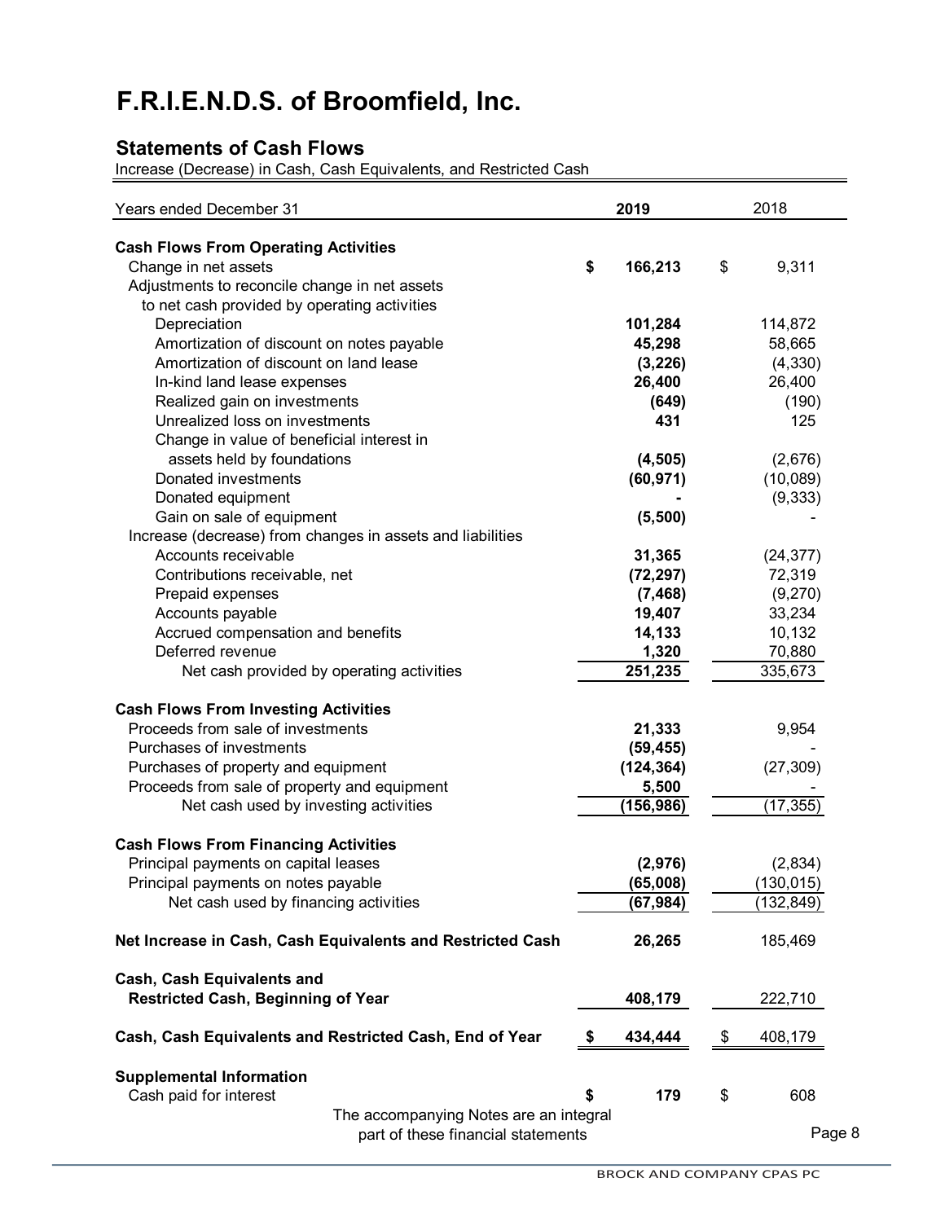# F.R.I.E.N.D.S. of Broomfield, Inc.

## Statements of Cash Flows

Increase (Decrease) in Cash, Cash Equivalents, and Restricted Cash

| Years ended December 31 | 2019 | 2018 |
|---|---|---|
| **Cash Flows From Operating Activities** | | |
| Change in net assets | **$ 166,213** | $ 9,311 |
| Adjustments to reconcile change in net assets to net cash provided by operating activities | | |
| Depreciation | **101,284** | 114,872 |
| Amortization of discount on notes payable | **45,298** | 58,665 |
| Amortization of discount on land lease | **(3,226)** | (4,330) |
| In-kind land lease expenses | **26,400** | 26,400 |
| Realized gain on investments | **(649)** | (190) |
| Unrealized loss on investments | **431** | 125 |
| Change in value of beneficial interest in assets held by foundations | **(4,505)** | (2,676) |
| Donated investments | **(60,971)** | (10,089) |
| Donated equipment | **-** | (9,333) |
| Gain on sale of equipment | **(5,500)** | - |
| Increase (decrease) from changes in assets and liabilities | | |
| Accounts receivable | **31,365** | (24,377) |
| Contributions receivable, net | **(72,297)** | 72,319 |
| Prepaid expenses | **(7,468)** | (9,270) |
| Accounts payable | **19,407** | 33,234 |
| Accrued compensation and benefits | **14,133** | 10,132 |
| Deferred revenue | **1,320** | 70,880 |
| Net cash provided by operating activities | **251,235** | 335,673 |
| **Cash Flows From Investing Activities** | | |
| Proceeds from sale of investments | **21,333** | 9,954 |
| Purchases of investments | **(59,455)** | - |
| Purchases of property and equipment | **(124,364)** | (27,309) |
| Proceeds from sale of property and equipment | **5,500** | - |
| Net cash used by investing activities | **(156,986)** | (17,355) |
| **Cash Flows From Financing Activities** | | |
| Principal payments on capital leases | **(2,976)** | (2,834) |
| Principal payments on notes payable | **(65,008)** | (130,015) |
| Net cash used by financing activities | **(67,984)** | (132,849) |
| **Net Increase in Cash, Cash Equivalents and Restricted Cash** | **26,265** | 185,469 |
| **Cash, Cash Equivalents and Restricted Cash, Beginning of Year** | **408,179** | 222,710 |
| **Cash, Cash Equivalents and Restricted Cash, End of Year** | **$ 434,444** | $ 408,179 |
| **Supplemental Information** | | |
| Cash paid for interest | **$ 179** | $ 608 |

The accompanying Notes are an integral part of these financial statements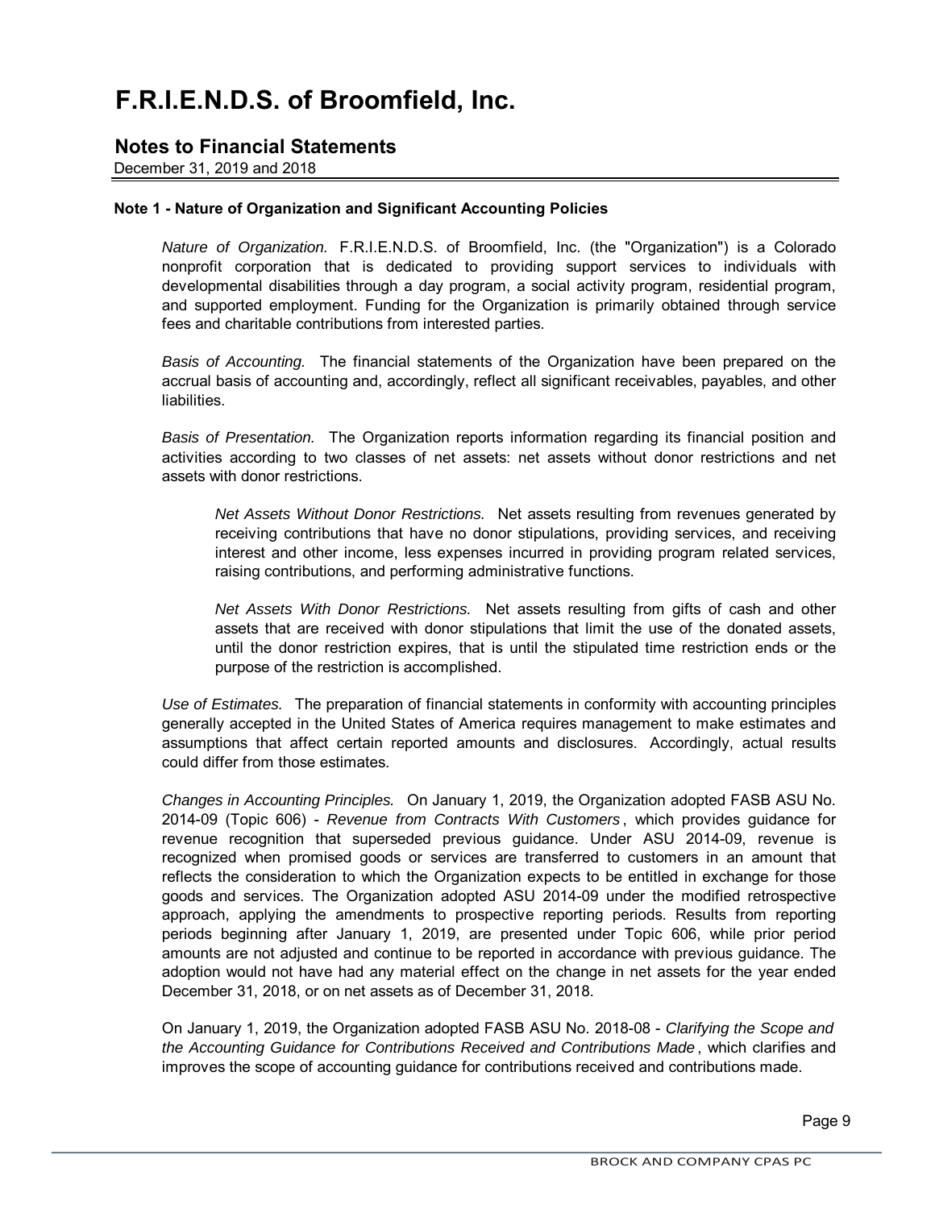# F.R.I.E.N.D.S. of Broomfield, Inc.

## Notes to Financial Statements

December 31, 2019 and 2018

### Note 1 - Nature of Organization and Significant Accounting Policies

*Nature of Organization.* F.R.I.E.N.D.S. of Broomfield, Inc. (the "Organization") is a Colorado nonprofit corporation that is dedicated to providing support services to individuals with developmental disabilities through a day program, a social activity program, residential program, and supported employment. Funding for the Organization is primarily obtained through service fees and charitable contributions from interested parties.

*Basis of Accounting.* The financial statements of the Organization have been prepared on the accrual basis of accounting and, accordingly, reflect all significant receivables, payables, and other liabilities.

*Basis of Presentation.* The Organization reports information regarding its financial position and activities according to two classes of net assets: net assets without donor restrictions and net assets with donor restrictions.

> *Net Assets Without Donor Restrictions.* Net assets resulting from revenues generated by receiving contributions that have no donor stipulations, providing services, and receiving interest and other income, less expenses incurred in providing program related services, raising contributions, and performing administrative functions.
>
> *Net Assets With Donor Restrictions.* Net assets resulting from gifts of cash and other assets that are received with donor stipulations that limit the use of the donated assets, until the donor restriction expires, that is until the stipulated time restriction ends or the purpose of the restriction is accomplished.

*Use of Estimates.* The preparation of financial statements in conformity with accounting principles generally accepted in the United States of America requires management to make estimates and assumptions that affect certain reported amounts and disclosures. Accordingly, actual results could differ from those estimates.

*Changes in Accounting Principles.* On January 1, 2019, the Organization adopted FASB ASU No. 2014-09 (Topic 606) - *Revenue from Contracts With Customers*, which provides guidance for revenue recognition that superseded previous guidance. Under ASU 2014-09, revenue is recognized when promised goods or services are transferred to customers in an amount that reflects the consideration to which the Organization expects to be entitled in exchange for those goods and services. The Organization adopted ASU 2014-09 under the modified retrospective approach, applying the amendments to prospective reporting periods. Results from reporting periods beginning after January 1, 2019, are presented under Topic 606, while prior period amounts are not adjusted and continue to be reported in accordance with previous guidance. The adoption would not have had any material effect on the change in net assets for the year ended December 31, 2018, or on net assets as of December 31, 2018.

On January 1, 2019, the Organization adopted FASB ASU No. 2018-08 - *Clarifying the Scope and the Accounting Guidance for Contributions Received and Contributions Made*, which clarifies and improves the scope of accounting guidance for contributions received and contributions made.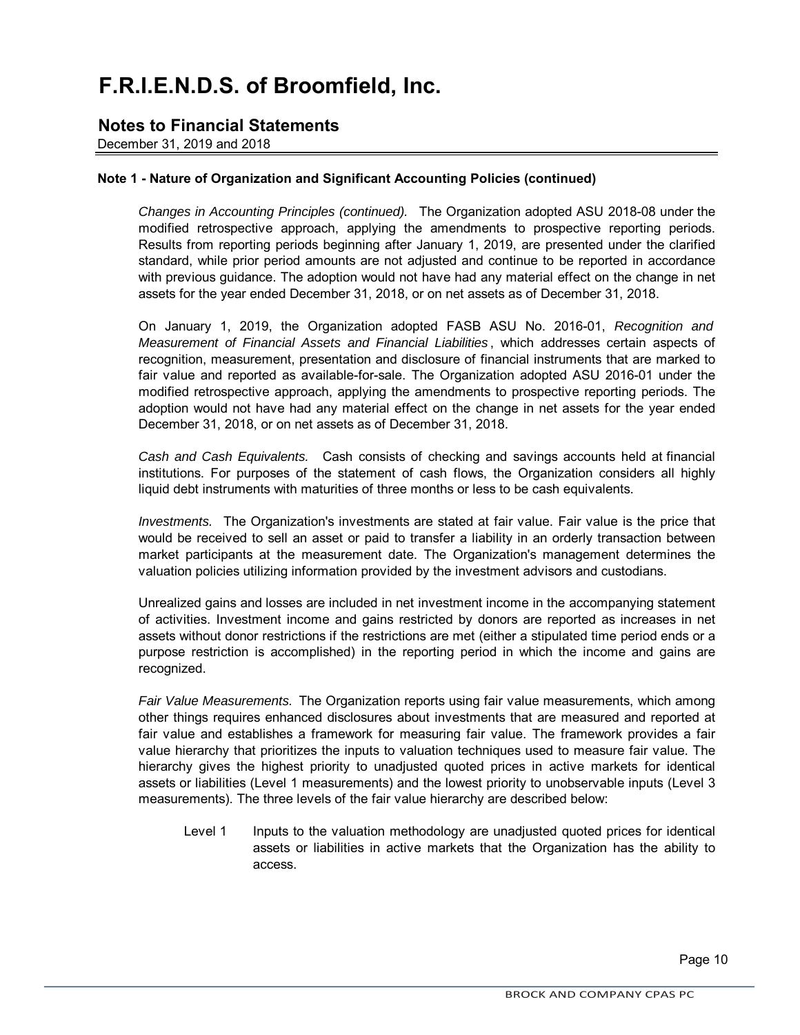# F.R.I.E.N.D.S. of Broomfield, Inc.

## Notes to Financial Statements

December 31, 2019 and 2018

### Note 1 - Nature of Organization and Significant Accounting Policies (continued)

*Changes in Accounting Principles (continued).* The Organization adopted ASU 2018-08 under the modified retrospective approach, applying the amendments to prospective reporting periods. Results from reporting periods beginning after January 1, 2019, are presented under the clarified standard, while prior period amounts are not adjusted and continue to be reported in accordance with previous guidance. The adoption would not have had any material effect on the change in net assets for the year ended December 31, 2018, or on net assets as of December 31, 2018.

On January 1, 2019, the Organization adopted FASB ASU No. 2016-01, *Recognition and Measurement of Financial Assets and Financial Liabilities*, which addresses certain aspects of recognition, measurement, presentation and disclosure of financial instruments that are marked to fair value and reported as available-for-sale. The Organization adopted ASU 2016-01 under the modified retrospective approach, applying the amendments to prospective reporting periods. The adoption would not have had any material effect on the change in net assets for the year ended December 31, 2018, or on net assets as of December 31, 2018.

*Cash and Cash Equivalents.* Cash consists of checking and savings accounts held at financial institutions. For purposes of the statement of cash flows, the Organization considers all highly liquid debt instruments with maturities of three months or less to be cash equivalents.

*Investments.* The Organization's investments are stated at fair value. Fair value is the price that would be received to sell an asset or paid to transfer a liability in an orderly transaction between market participants at the measurement date. The Organization's management determines the valuation policies utilizing information provided by the investment advisors and custodians.

Unrealized gains and losses are included in net investment income in the accompanying statement of activities. Investment income and gains restricted by donors are reported as increases in net assets without donor restrictions if the restrictions are met (either a stipulated time period ends or a purpose restriction is accomplished) in the reporting period in which the income and gains are recognized.

*Fair Value Measurements.* The Organization reports using fair value measurements, which among other things requires enhanced disclosures about investments that are measured and reported at fair value and establishes a framework for measuring fair value. The framework provides a fair value hierarchy that prioritizes the inputs to valuation techniques used to measure fair value. The hierarchy gives the highest priority to unadjusted quoted prices in active markets for identical assets or liabilities (Level 1 measurements) and the lowest priority to unobservable inputs (Level 3 measurements). The three levels of the fair value hierarchy are described below:

Level 1 Inputs to the valuation methodology are unadjusted quoted prices for identical assets or liabilities in active markets that the Organization has the ability to access.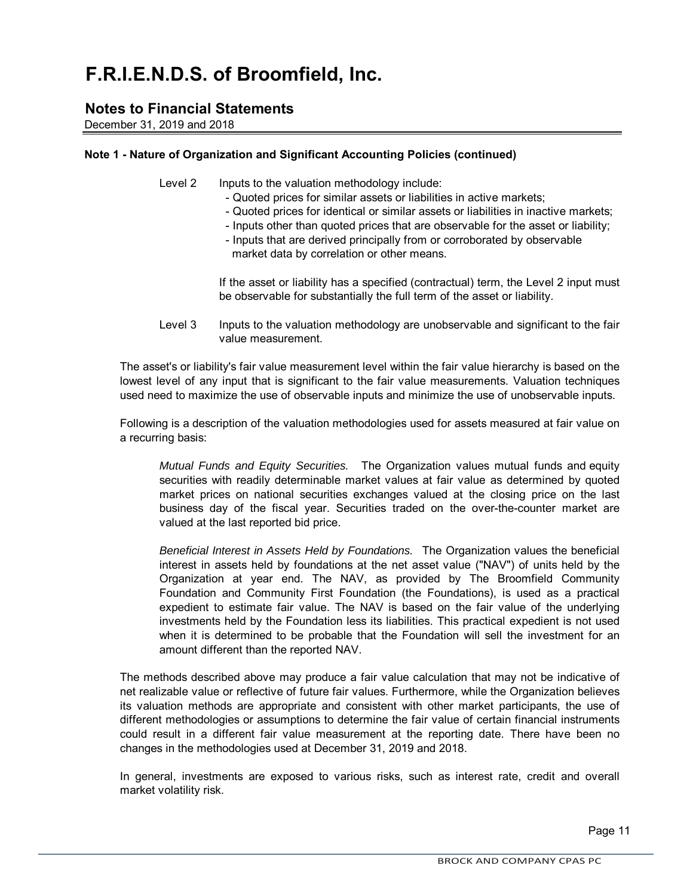# F.R.I.E.N.D.S. of Broomfield, Inc.

## Notes to Financial Statements

December 31, 2019 and 2018

**Note 1 - Nature of Organization and Significant Accounting Policies (continued)**

Level 2 Inputs to the valuation methodology include:
- Quoted prices for similar assets or liabilities in active markets;
- Quoted prices for identical or similar assets or liabilities in inactive markets;
- Inputs other than quoted prices that are observable for the asset or liability;
- Inputs that are derived principally from or corroborated by observable market data by correlation or other means.

If the asset or liability has a specified (contractual) term, the Level 2 input must be observable for substantially the full term of the asset or liability.

Level 3 Inputs to the valuation methodology are unobservable and significant to the fair value measurement.

The asset's or liability's fair value measurement level within the fair value hierarchy is based on the lowest level of any input that is significant to the fair value measurements. Valuation techniques used need to maximize the use of observable inputs and minimize the use of unobservable inputs.

Following is a description of the valuation methodologies used for assets measured at fair value on a recurring basis:

*Mutual Funds and Equity Securities.* The Organization values mutual funds and equity securities with readily determinable market values at fair value as determined by quoted market prices on national securities exchanges valued at the closing price on the last business day of the fiscal year. Securities traded on the over-the-counter market are valued at the last reported bid price.

*Beneficial Interest in Assets Held by Foundations.* The Organization values the beneficial interest in assets held by foundations at the net asset value ("NAV") of units held by the Organization at year end. The NAV, as provided by The Broomfield Community Foundation and Community First Foundation (the Foundations), is used as a practical expedient to estimate fair value. The NAV is based on the fair value of the underlying investments held by the Foundation less its liabilities. This practical expedient is not used when it is determined to be probable that the Foundation will sell the investment for an amount different than the reported NAV.

The methods described above may produce a fair value calculation that may not be indicative of net realizable value or reflective of future fair values. Furthermore, while the Organization believes its valuation methods are appropriate and consistent with other market participants, the use of different methodologies or assumptions to determine the fair value of certain financial instruments could result in a different fair value measurement at the reporting date. There have been no changes in the methodologies used at December 31, 2019 and 2018.

In general, investments are exposed to various risks, such as interest rate, credit and overall market volatility risk.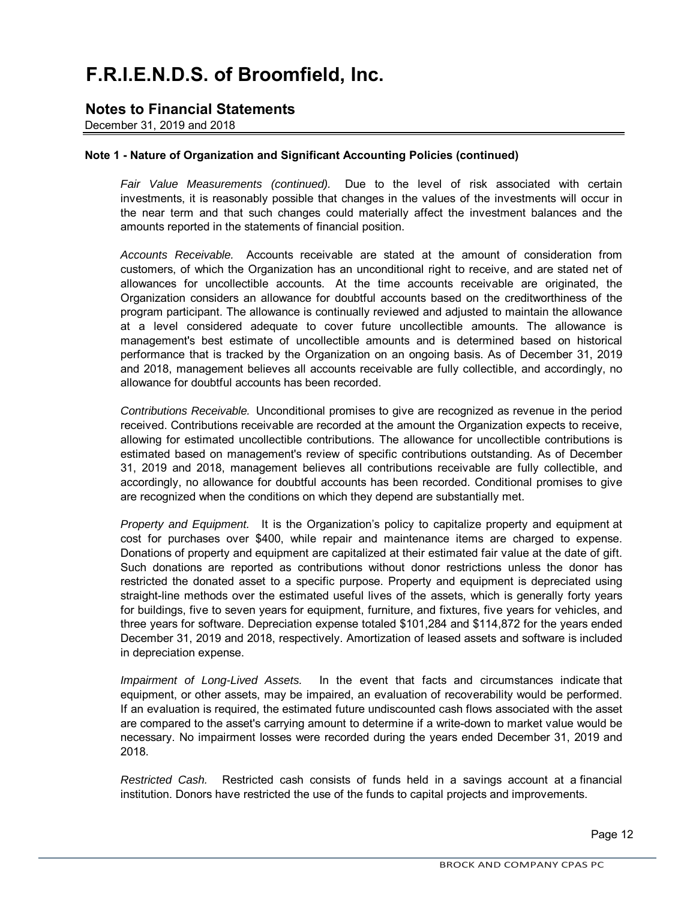# F.R.I.E.N.D.S. of Broomfield, Inc.

## Notes to Financial Statements

December 31, 2019 and 2018

### Note 1 - Nature of Organization and Significant Accounting Policies (continued)

*Fair Value Measurements (continued).* Due to the level of risk associated with certain investments, it is reasonably possible that changes in the values of the investments will occur in the near term and that such changes could materially affect the investment balances and the amounts reported in the statements of financial position.

*Accounts Receivable.* Accounts receivable are stated at the amount of consideration from customers, of which the Organization has an unconditional right to receive, and are stated net of allowances for uncollectible accounts. At the time accounts receivable are originated, the Organization considers an allowance for doubtful accounts based on the creditworthiness of the program participant. The allowance is continually reviewed and adjusted to maintain the allowance at a level considered adequate to cover future uncollectible amounts. The allowance is management's best estimate of uncollectible amounts and is determined based on historical performance that is tracked by the Organization on an ongoing basis. As of December 31, 2019 and 2018, management believes all accounts receivable are fully collectible, and accordingly, no allowance for doubtful accounts has been recorded.

*Contributions Receivable.* Unconditional promises to give are recognized as revenue in the period received. Contributions receivable are recorded at the amount the Organization expects to receive, allowing for estimated uncollectible contributions. The allowance for uncollectible contributions is estimated based on management's review of specific contributions outstanding. As of December 31, 2019 and 2018, management believes all contributions receivable are fully collectible, and accordingly, no allowance for doubtful accounts has been recorded. Conditional promises to give are recognized when the conditions on which they depend are substantially met.

*Property and Equipment.* It is the Organization's policy to capitalize property and equipment at cost for purchases over $400, while repair and maintenance items are charged to expense. Donations of property and equipment are capitalized at their estimated fair value at the date of gift. Such donations are reported as contributions without donor restrictions unless the donor has restricted the donated asset to a specific purpose. Property and equipment is depreciated using straight-line methods over the estimated useful lives of the assets, which is generally forty years for buildings, five to seven years for equipment, furniture, and fixtures, five years for vehicles, and three years for software. Depreciation expense totaled $101,284 and $114,872 for the years ended December 31, 2019 and 2018, respectively. Amortization of leased assets and software is included in depreciation expense.

*Impairment of Long-Lived Assets.* In the event that facts and circumstances indicate that equipment, or other assets, may be impaired, an evaluation of recoverability would be performed. If an evaluation is required, the estimated future undiscounted cash flows associated with the asset are compared to the asset's carrying amount to determine if a write-down to market value would be necessary. No impairment losses were recorded during the years ended December 31, 2019 and 2018.

*Restricted Cash.* Restricted cash consists of funds held in a savings account at a financial institution. Donors have restricted the use of the funds to capital projects and improvements.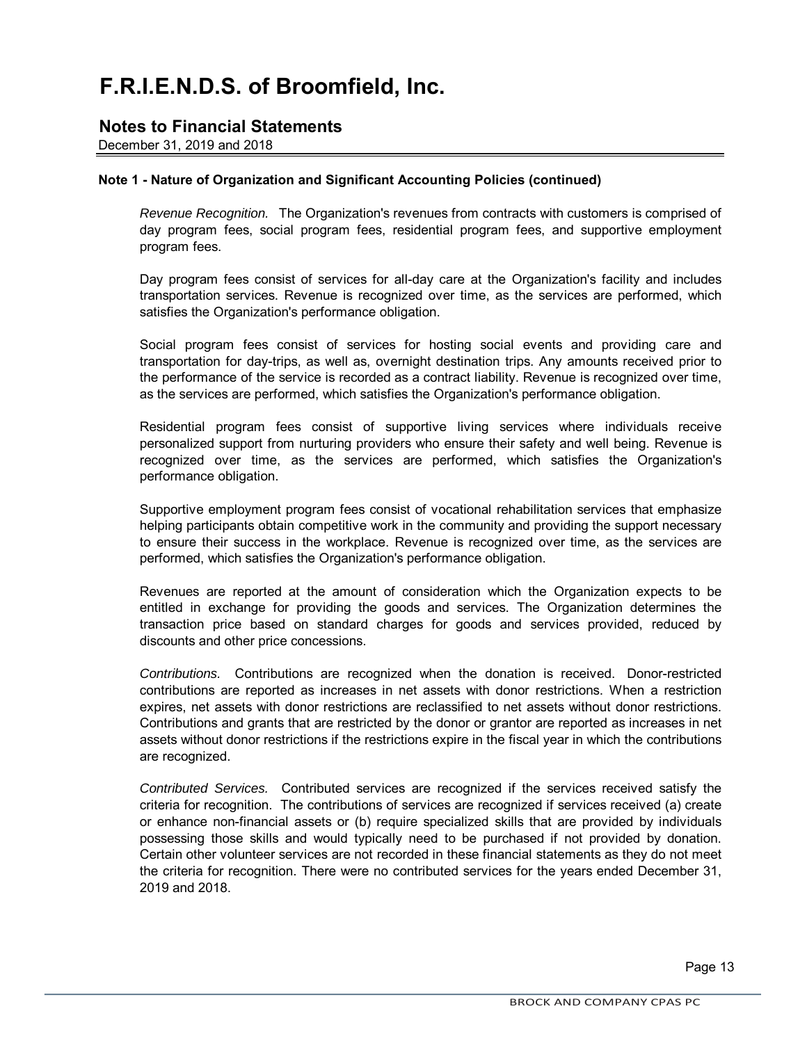# F.R.I.E.N.D.S. of Broomfield, Inc.

## Notes to Financial Statements

December 31, 2019 and 2018

**Note 1 - Nature of Organization and Significant Accounting Policies (continued)**

*Revenue Recognition.* The Organization's revenues from contracts with customers is comprised of day program fees, social program fees, residential program fees, and supportive employment program fees.

Day program fees consist of services for all-day care at the Organization's facility and includes transportation services. Revenue is recognized over time, as the services are performed, which satisfies the Organization's performance obligation.

Social program fees consist of services for hosting social events and providing care and transportation for day-trips, as well as, overnight destination trips. Any amounts received prior to the performance of the service is recorded as a contract liability. Revenue is recognized over time, as the services are performed, which satisfies the Organization's performance obligation.

Residential program fees consist of supportive living services where individuals receive personalized support from nurturing providers who ensure their safety and well being. Revenue is recognized over time, as the services are performed, which satisfies the Organization's performance obligation.

Supportive employment program fees consist of vocational rehabilitation services that emphasize helping participants obtain competitive work in the community and providing the support necessary to ensure their success in the workplace. Revenue is recognized over time, as the services are performed, which satisfies the Organization's performance obligation.

Revenues are reported at the amount of consideration which the Organization expects to be entitled in exchange for providing the goods and services. The Organization determines the transaction price based on standard charges for goods and services provided, reduced by discounts and other price concessions.

*Contributions.* Contributions are recognized when the donation is received. Donor-restricted contributions are reported as increases in net assets with donor restrictions. When a restriction expires, net assets with donor restrictions are reclassified to net assets without donor restrictions. Contributions and grants that are restricted by the donor or grantor are reported as increases in net assets without donor restrictions if the restrictions expire in the fiscal year in which the contributions are recognized.

*Contributed Services.* Contributed services are recognized if the services received satisfy the criteria for recognition. The contributions of services are recognized if services received (a) create or enhance non-financial assets or (b) require specialized skills that are provided by individuals possessing those skills and would typically need to be purchased if not provided by donation. Certain other volunteer services are not recorded in these financial statements as they do not meet the criteria for recognition. There were no contributed services for the years ended December 31, 2019 and 2018.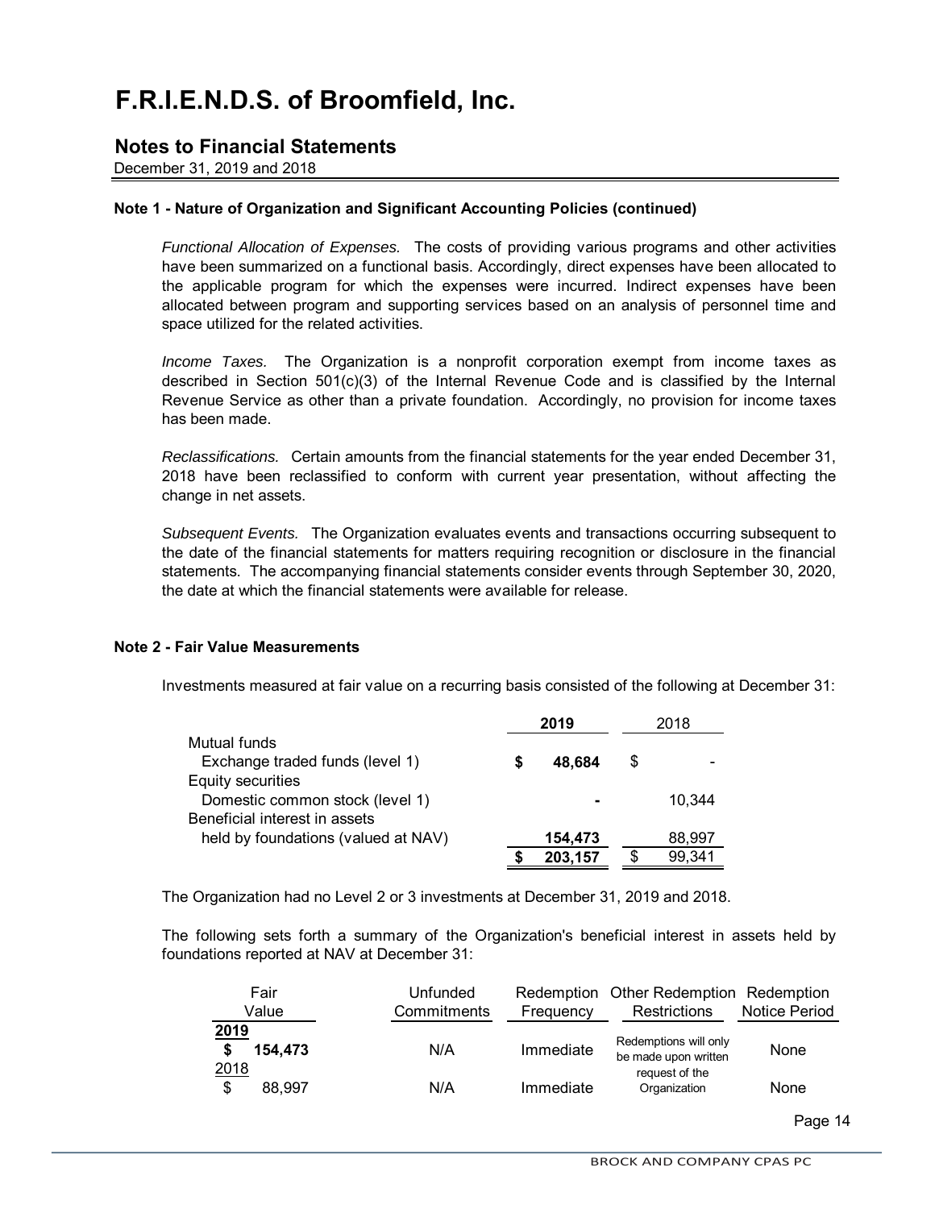# F.R.I.E.N.D.S. of Broomfield, Inc.

## Notes to Financial Statements

December 31, 2019 and 2018

**Note 1 - Nature of Organization and Significant Accounting Policies (continued)**

*Functional Allocation of Expenses.* The costs of providing various programs and other activities have been summarized on a functional basis. Accordingly, direct expenses have been allocated to the applicable program for which the expenses were incurred. Indirect expenses have been allocated between program and supporting services based on an analysis of personnel time and space utilized for the related activities.

*Income Taxes.* The Organization is a nonprofit corporation exempt from income taxes as described in Section 501(c)(3) of the Internal Revenue Code and is classified by the Internal Revenue Service as other than a private foundation. Accordingly, no provision for income taxes has been made.

*Reclassifications.* Certain amounts from the financial statements for the year ended December 31, 2018 have been reclassified to conform with current year presentation, without affecting the change in net assets.

*Subsequent Events.* The Organization evaluates events and transactions occurring subsequent to the date of the financial statements for matters requiring recognition or disclosure in the financial statements. The accompanying financial statements consider events through September 30, 2020, the date at which the financial statements were available for release.

**Note 2 - Fair Value Measurements**

Investments measured at fair value on a recurring basis consisted of the following at December 31:

| | **2019** | 2018 |
|---|---|---|
| Mutual funds | | |
| Exchange traded funds (level 1) | **$ 48,684** | $ - |
| Equity securities | | |
| Domestic common stock (level 1) | **-** | 10,344 |
| Beneficial interest in assets held by foundations (valued at NAV) | **154,473** | 88,997 |
| | **$ 203,157** | $ 99,341 |

The Organization had no Level 2 or 3 investments at December 31, 2019 and 2018.

The following sets forth a summary of the Organization's beneficial interest in assets held by foundations reported at NAV at December 31:

| Fair Value | Unfunded Commitments | Redemption Frequency | Other Redemption Restrictions | Redemption Notice Period |
|---|---|---|---|---|
| **2019** | | | | |
| **$ 154,473** | N/A | Immediate | Redemptions will only be made upon written request of the Organization | None |
| 2018 | | | | |
| $ 88,997 | N/A | Immediate | | None |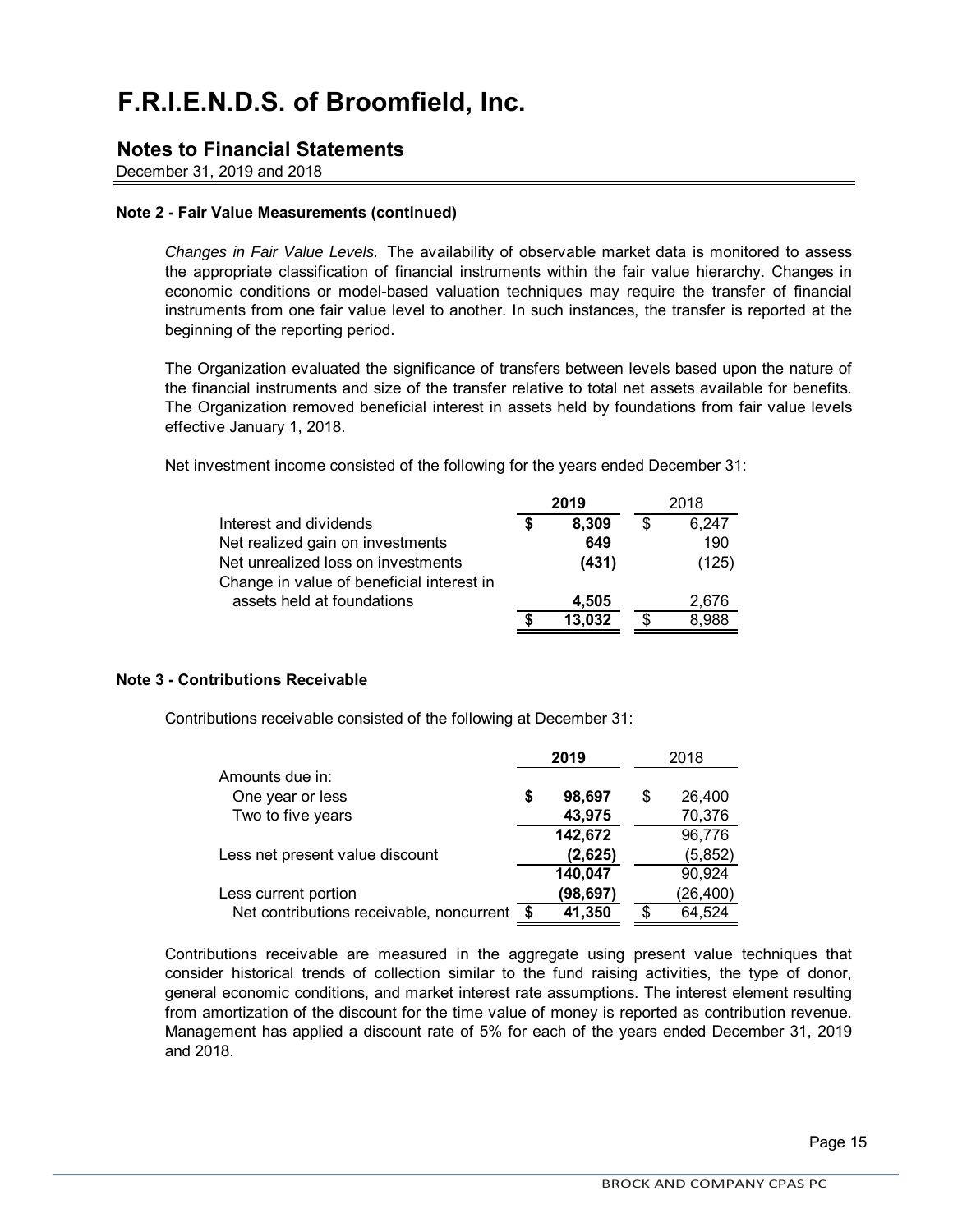# F.R.I.E.N.D.S. of Broomfield, Inc.

## Notes to Financial Statements

December 31, 2019 and 2018

**Note 2 - Fair Value Measurements (continued)**

*Changes in Fair Value Levels.* The availability of observable market data is monitored to assess the appropriate classification of financial instruments within the fair value hierarchy. Changes in economic conditions or model-based valuation techniques may require the transfer of financial instruments from one fair value level to another. In such instances, the transfer is reported at the beginning of the reporting period.

The Organization evaluated the significance of transfers between levels based upon the nature of the financial instruments and size of the transfer relative to total net assets available for benefits. The Organization removed beneficial interest in assets held by foundations from fair value levels effective January 1, 2018.

Net investment income consisted of the following for the years ended December 31:

| | **2019** | 2018 |
|---|---|---|
| Interest and dividends | **$ 8,309** | $ 6,247 |
| Net realized gain on investments | **649** | 190 |
| Net unrealized loss on investments | **(431)** | (125) |
| Change in value of beneficial interest in assets held at foundations | **4,505** | 2,676 |
| | **$ 13,032** | $ 8,988 |

**Note 3 - Contributions Receivable**

Contributions receivable consisted of the following at December 31:

| | **2019** | 2018 |
|---|---|---|
| Amounts due in: | | |
| One year or less | **$ 98,697** | $ 26,400 |
| Two to five years | **43,975** | 70,376 |
| | **142,672** | 96,776 |
| Less net present value discount | **(2,625)** | (5,852) |
| | **140,047** | 90,924 |
| Less current portion | **(98,697)** | (26,400) |
| Net contributions receivable, noncurrent | **$ 41,350** | $ 64,524 |

Contributions receivable are measured in the aggregate using present value techniques that consider historical trends of collection similar to the fund raising activities, the type of donor, general economic conditions, and market interest rate assumptions. The interest element resulting from amortization of the discount for the time value of money is reported as contribution revenue. Management has applied a discount rate of 5% for each of the years ended December 31, 2019 and 2018.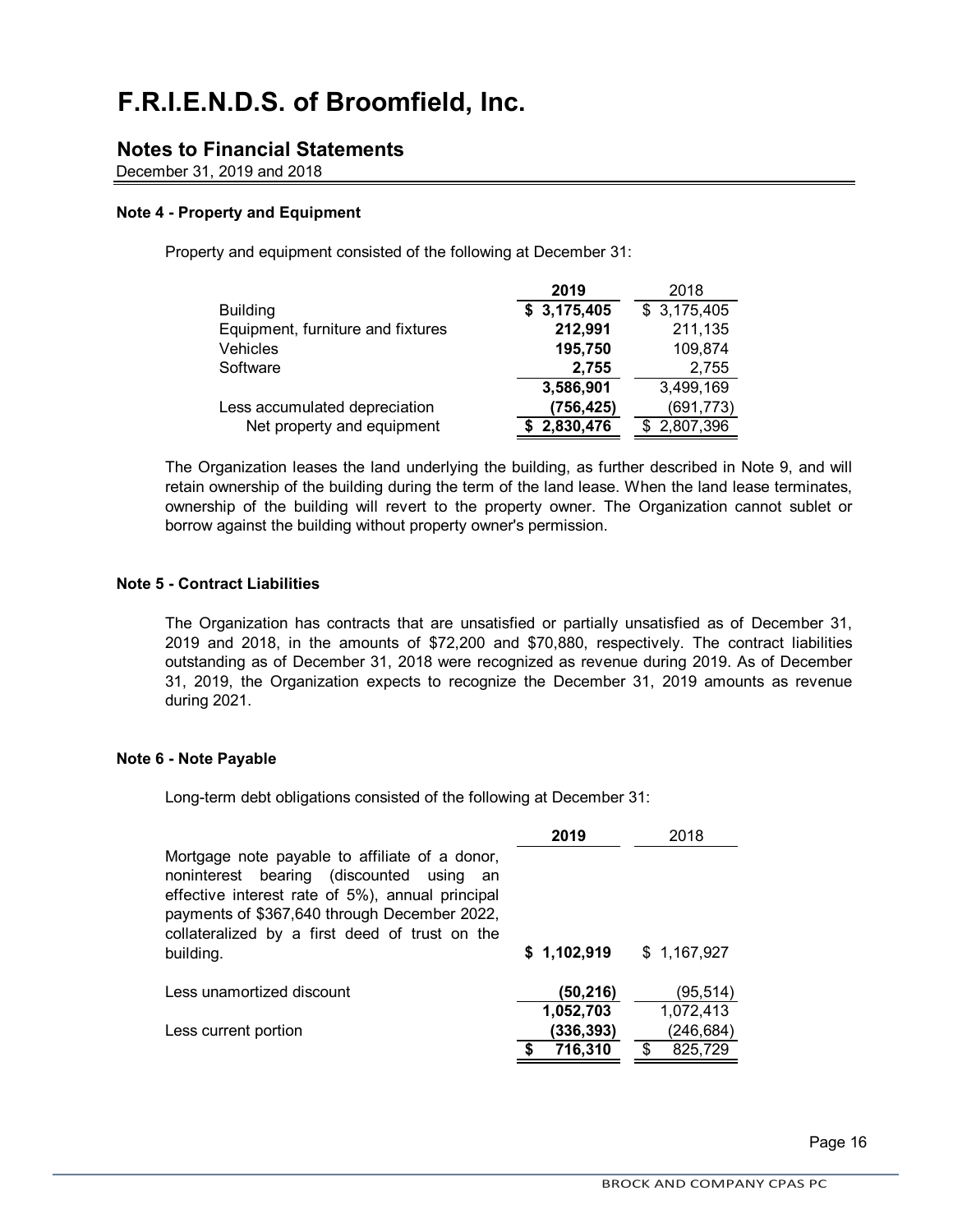# F.R.I.E.N.D.S. of Broomfield, Inc.

## Notes to Financial Statements

December 31, 2019 and 2018

### Note 4 - Property and Equipment

Property and equipment consisted of the following at December 31:

| | 2019 | 2018 |
|---|---|---|
| Building | **$ 3,175,405** | $ 3,175,405 |
| Equipment, furniture and fixtures | **212,991** | 211,135 |
| Vehicles | **195,750** | 109,874 |
| Software | **2,755** | 2,755 |
| | **3,586,901** | 3,499,169 |
| Less accumulated depreciation | **(756,425)** | (691,773) |
| Net property and equipment | **$ 2,830,476** | $ 2,807,396 |

The Organization leases the land underlying the building, as further described in Note 9, and will retain ownership of the building during the term of the land lease. When the land lease terminates, ownership of the building will revert to the property owner. The Organization cannot sublet or borrow against the building without property owner's permission.

### Note 5 - Contract Liabilities

The Organization has contracts that are unsatisfied or partially unsatisfied as of December 31, 2019 and 2018, in the amounts of $72,200 and $70,880, respectively. The contract liabilities outstanding as of December 31, 2018 were recognized as revenue during 2019. As of December 31, 2019, the Organization expects to recognize the December 31, 2019 amounts as revenue during 2021.

### Note 6 - Note Payable

Long-term debt obligations consisted of the following at December 31:

| | 2019 | 2018 |
|---|---|---|
| Mortgage note payable to affiliate of a donor, noninterest bearing (discounted using an effective interest rate of 5%), annual principal payments of $367,640 through December 2022, collateralized by a first deed of trust on the building. | **$ 1,102,919** | $ 1,167,927 |
| Less unamortized discount | **(50,216)** | (95,514) |
| | **1,052,703** | 1,072,413 |
| Less current portion | **(336,393)** | (246,684) |
| | **$ 716,310** | $ 825,729 |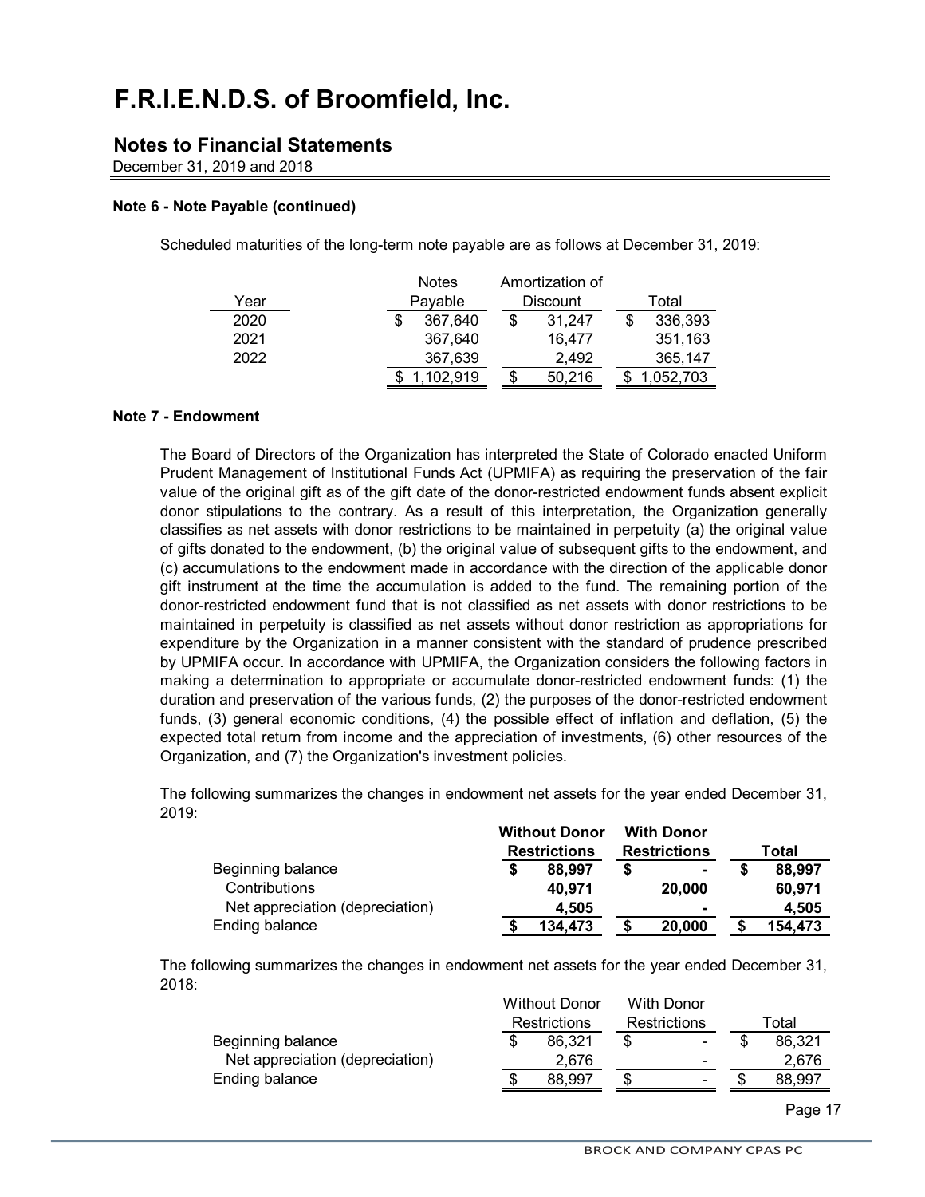# F.R.I.E.N.D.S. of Broomfield, Inc.

## Notes to Financial Statements

December 31, 2019 and 2018

**Note 6 - Note Payable (continued)**

Scheduled maturities of the long-term note payable are as follows at December 31, 2019:

| Year | Notes Payable | Amortization of Discount | Total |
|---|---|---|---|
| 2020 | $ 367,640 | $ 31,247 | $ 336,393 |
| 2021 | 367,640 | 16,477 | 351,163 |
| 2022 | 367,639 | 2,492 | 365,147 |
| | $ 1,102,919 | $ 50,216 | $ 1,052,703 |

**Note 7 - Endowment**

The Board of Directors of the Organization has interpreted the State of Colorado enacted Uniform Prudent Management of Institutional Funds Act (UPMIFA) as requiring the preservation of the fair value of the original gift as of the gift date of the donor-restricted endowment funds absent explicit donor stipulations to the contrary. As a result of this interpretation, the Organization generally classifies as net assets with donor restrictions to be maintained in perpetuity (a) the original value of gifts donated to the endowment, (b) the original value of subsequent gifts to the endowment, and (c) accumulations to the endowment made in accordance with the direction of the applicable donor gift instrument at the time the accumulation is added to the fund. The remaining portion of the donor-restricted endowment fund that is not classified as net assets with donor restrictions to be maintained in perpetuity is classified as net assets without donor restriction as appropriations for expenditure by the Organization in a manner consistent with the standard of prudence prescribed by UPMIFA occur. In accordance with UPMIFA, the Organization considers the following factors in making a determination to appropriate or accumulate donor-restricted endowment funds: (1) the duration and preservation of the various funds, (2) the purposes of the donor-restricted endowment funds, (3) general economic conditions, (4) the possible effect of inflation and deflation, (5) the expected total return from income and the appreciation of investments, (6) other resources of the Organization, and (7) the Organization's investment policies.

The following summarizes the changes in endowment net assets for the year ended December 31, 2019:

| | **Without Donor Restrictions** | **With Donor Restrictions** | **Total** |
|---|---|---|---|
| **Beginning balance** | **$ 88,997** | **$ -** | **$ 88,997** |
| **Contributions** | **40,971** | **20,000** | **60,971** |
| **Net appreciation (depreciation)** | **4,505** | **-** | **4,505** |
| **Ending balance** | **$ 134,473** | **$ 20,000** | **$ 154,473** |

The following summarizes the changes in endowment net assets for the year ended December 31, 2018:

| | Without Donor Restrictions | With Donor Restrictions | Total |
|---|---|---|---|
| Beginning balance | $ 86,321 | $ - | $ 86,321 |
| Net appreciation (depreciation) | 2,676 | - | 2,676 |
| Ending balance | $ 88,997 | $ - | $ 88,997 |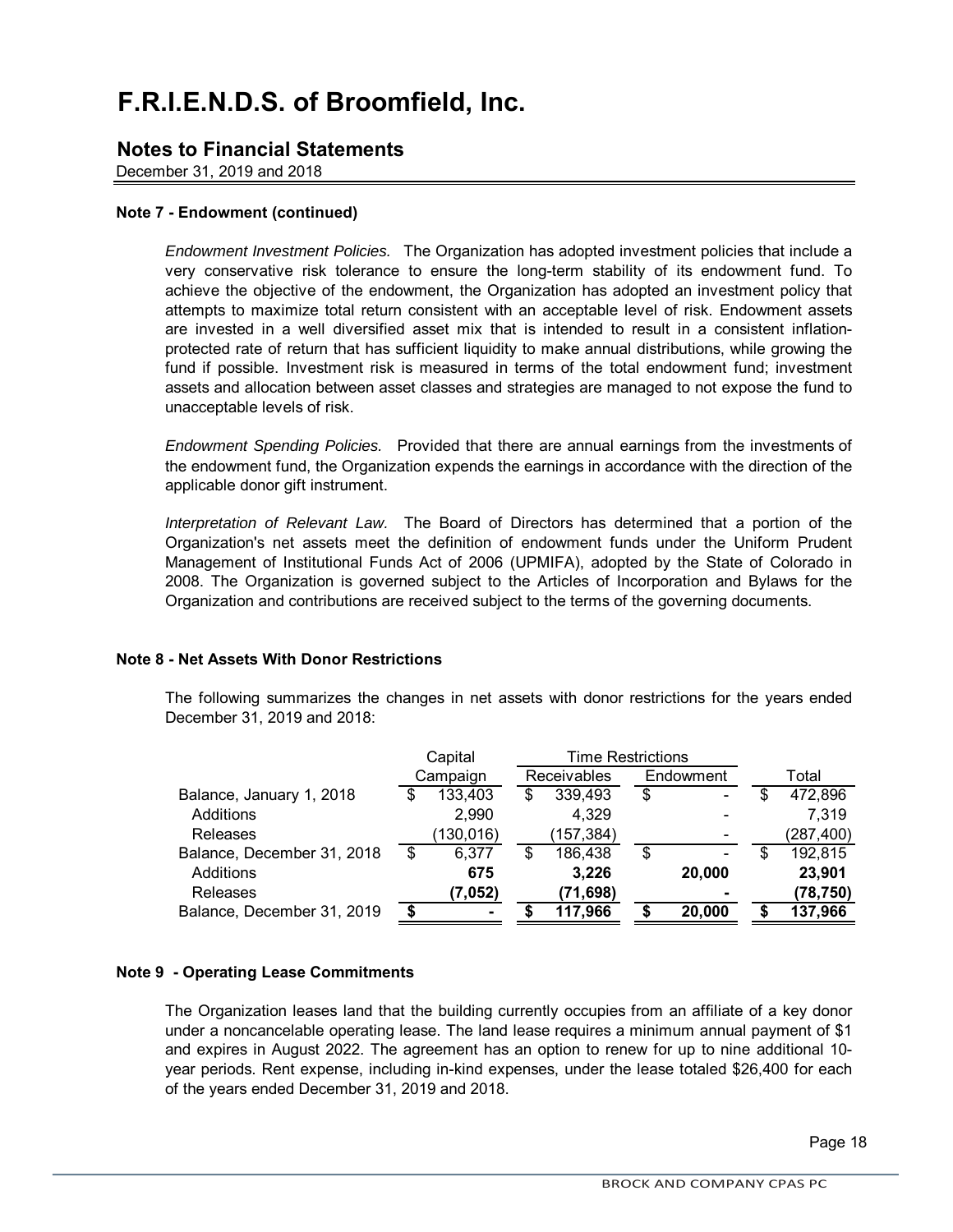# F.R.I.E.N.D.S. of Broomfield, Inc.

## Notes to Financial Statements

December 31, 2019 and 2018

**Note 7 - Endowment (continued)**

*Endowment Investment Policies.* The Organization has adopted investment policies that include a very conservative risk tolerance to ensure the long-term stability of its endowment fund. To achieve the objective of the endowment, the Organization has adopted an investment policy that attempts to maximize total return consistent with an acceptable level of risk. Endowment assets are invested in a well diversified asset mix that is intended to result in a consistent inflation-protected rate of return that has sufficient liquidity to make annual distributions, while growing the fund if possible. Investment risk is measured in terms of the total endowment fund; investment assets and allocation between asset classes and strategies are managed to not expose the fund to unacceptable levels of risk.

*Endowment Spending Policies.* Provided that there are annual earnings from the investments of the endowment fund, the Organization expends the earnings in accordance with the direction of the applicable donor gift instrument.

*Interpretation of Relevant Law.* The Board of Directors has determined that a portion of the Organization's net assets meet the definition of endowment funds under the Uniform Prudent Management of Institutional Funds Act of 2006 (UPMIFA), adopted by the State of Colorado in 2008. The Organization is governed subject to the Articles of Incorporation and Bylaws for the Organization and contributions are received subject to the terms of the governing documents.

**Note 8 - Net Assets With Donor Restrictions**

The following summarizes the changes in net assets with donor restrictions for the years ended December 31, 2019 and 2018:

| | Capital | Time Restrictions | | |
|---|---|---|---|---|
| | Campaign | Receivables | Endowment | Total |
| Balance, January 1, 2018 | $ 133,403 | $ 339,493 | $ - | $ 472,896 |
| Additions | 2,990 | 4,329 | - | 7,319 |
| Releases | (130,016) | (157,384) | - | (287,400) |
| Balance, December 31, 2018 | $ 6,377 | $ 186,438 | $ - | $ 192,815 |
| Additions | **675** | **3,226** | **20,000** | **23,901** |
| Releases | **(7,052)** | **(71,698)** | **-** | **(78,750)** |
| Balance, December 31, 2019 | **$ -** | **$ 117,966** | **$ 20,000** | **$ 137,966** |

**Note 9 - Operating Lease Commitments**

The Organization leases land that the building currently occupies from an affiliate of a key donor under a noncancelable operating lease. The land lease requires a minimum annual payment of $1 and expires in August 2022. The agreement has an option to renew for up to nine additional 10-year periods. Rent expense, including in-kind expenses, under the lease totaled $26,400 for each of the years ended December 31, 2019 and 2018.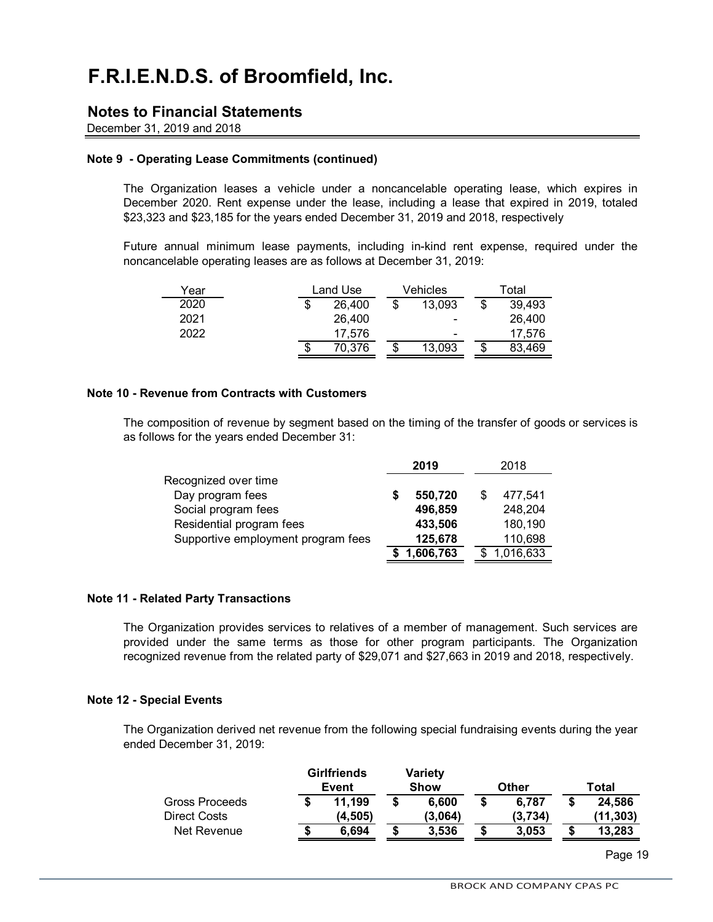# F.R.I.E.N.D.S. of Broomfield, Inc.

## Notes to Financial Statements

December 31, 2019 and 2018

### Note 9 - Operating Lease Commitments (continued)

The Organization leases a vehicle under a noncancelable operating lease, which expires in December 2020. Rent expense under the lease, including a lease that expired in 2019, totaled $23,323 and $23,185 for the years ended December 31, 2019 and 2018, respectively

Future annual minimum lease payments, including in-kind rent expense, required under the noncancelable operating leases are as follows at December 31, 2019:

| Year | Land Use | Vehicles | Total |
|---|---|---|---|
| 2020 | $ 26,400 | $ 13,093 | $ 39,493 |
| 2021 | 26,400 | - | 26,400 |
| 2022 | 17,576 | - | 17,576 |
| | $ 70,376 | $ 13,093 | $ 83,469 |

### Note 10 - Revenue from Contracts with Customers

The composition of revenue by segment based on the timing of the transfer of goods or services is as follows for the years ended December 31:

| | **2019** | 2018 |
|---|---|---|
| Recognized over time | | |
| Day program fees | **$ 550,720** | $ 477,541 |
| Social program fees | **496,859** | 248,204 |
| Residential program fees | **433,506** | 180,190 |
| Supportive employment program fees | **125,678** | 110,698 |
| | **$ 1,606,763** | $ 1,016,633 |

### Note 11 - Related Party Transactions

The Organization provides services to relatives of a member of management. Such services are provided under the same terms as those for other program participants. The Organization recognized revenue from the related party of $29,071 and $27,663 in 2019 and 2018, respectively.

### Note 12 - Special Events

The Organization derived net revenue from the following special fundraising events during the year ended December 31, 2019:

| | **Girlfriends Event** | **Variety Show** | **Other** | **Total** |
|---|---|---|---|---|
| Gross Proceeds | **$ 11,199** | **$ 6,600** | **$ 6,787** | **$ 24,586** |
| Direct Costs | **(4,505)** | **(3,064)** | **(3,734)** | **(11,303)** |
| Net Revenue | **$ 6,694** | **$ 3,536** | **$ 3,053** | **$ 13,283** |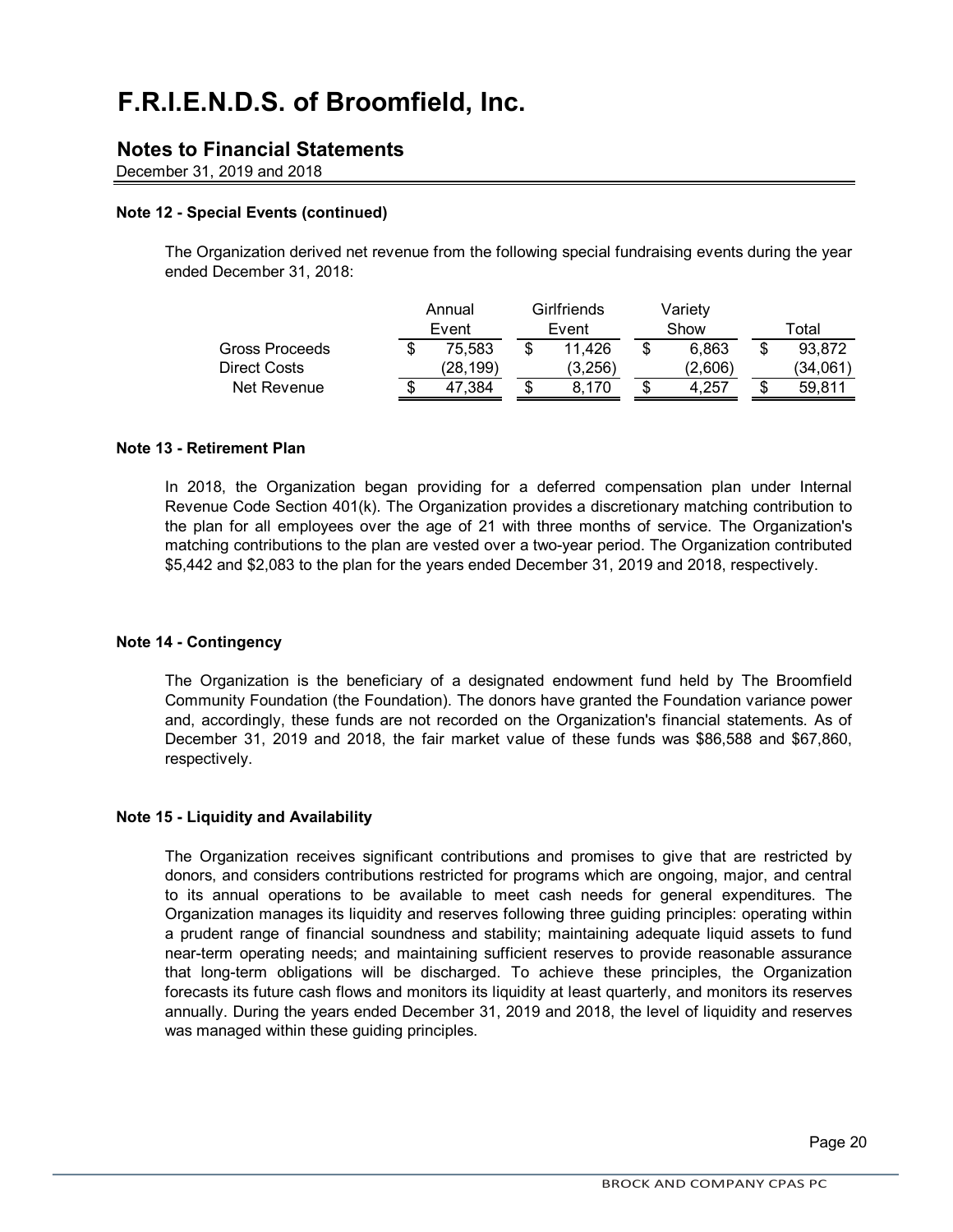# F.R.I.E.N.D.S. of Broomfield, Inc.

## Notes to Financial Statements

December 31, 2019 and 2018

#### Note 12 - Special Events (continued)

The Organization derived net revenue from the following special fundraising events during the year ended December 31, 2018:

| | Annual Event | Girlfriends Event | Variety Show | Total |
|---|---|---|---|---|
| Gross Proceeds | $ 75,583 | $ 11,426 | $ 6,863 | $ 93,872 |
| Direct Costs | (28,199) | (3,256) | (2,606) | (34,061) |
| Net Revenue | $ 47,384 | $ 8,170 | $ 4,257 | $ 59,811 |

#### Note 13 - Retirement Plan

In 2018, the Organization began providing for a deferred compensation plan under Internal Revenue Code Section 401(k). The Organization provides a discretionary matching contribution to the plan for all employees over the age of 21 with three months of service. The Organization's matching contributions to the plan are vested over a two-year period. The Organization contributed $5,442 and $2,083 to the plan for the years ended December 31, 2019 and 2018, respectively.

#### Note 14 - Contingency

The Organization is the beneficiary of a designated endowment fund held by The Broomfield Community Foundation (the Foundation). The donors have granted the Foundation variance power and, accordingly, these funds are not recorded on the Organization's financial statements. As of December 31, 2019 and 2018, the fair market value of these funds was $86,588 and $67,860, respectively.

#### Note 15 - Liquidity and Availability

The Organization receives significant contributions and promises to give that are restricted by donors, and considers contributions restricted for programs which are ongoing, major, and central to its annual operations to be available to meet cash needs for general expenditures. The Organization manages its liquidity and reserves following three guiding principles: operating within a prudent range of financial soundness and stability; maintaining adequate liquid assets to fund near-term operating needs; and maintaining sufficient reserves to provide reasonable assurance that long-term obligations will be discharged. To achieve these principles, the Organization forecasts its future cash flows and monitors its liquidity at least quarterly, and monitors its reserves annually. During the years ended December 31, 2019 and 2018, the level of liquidity and reserves was managed within these guiding principles.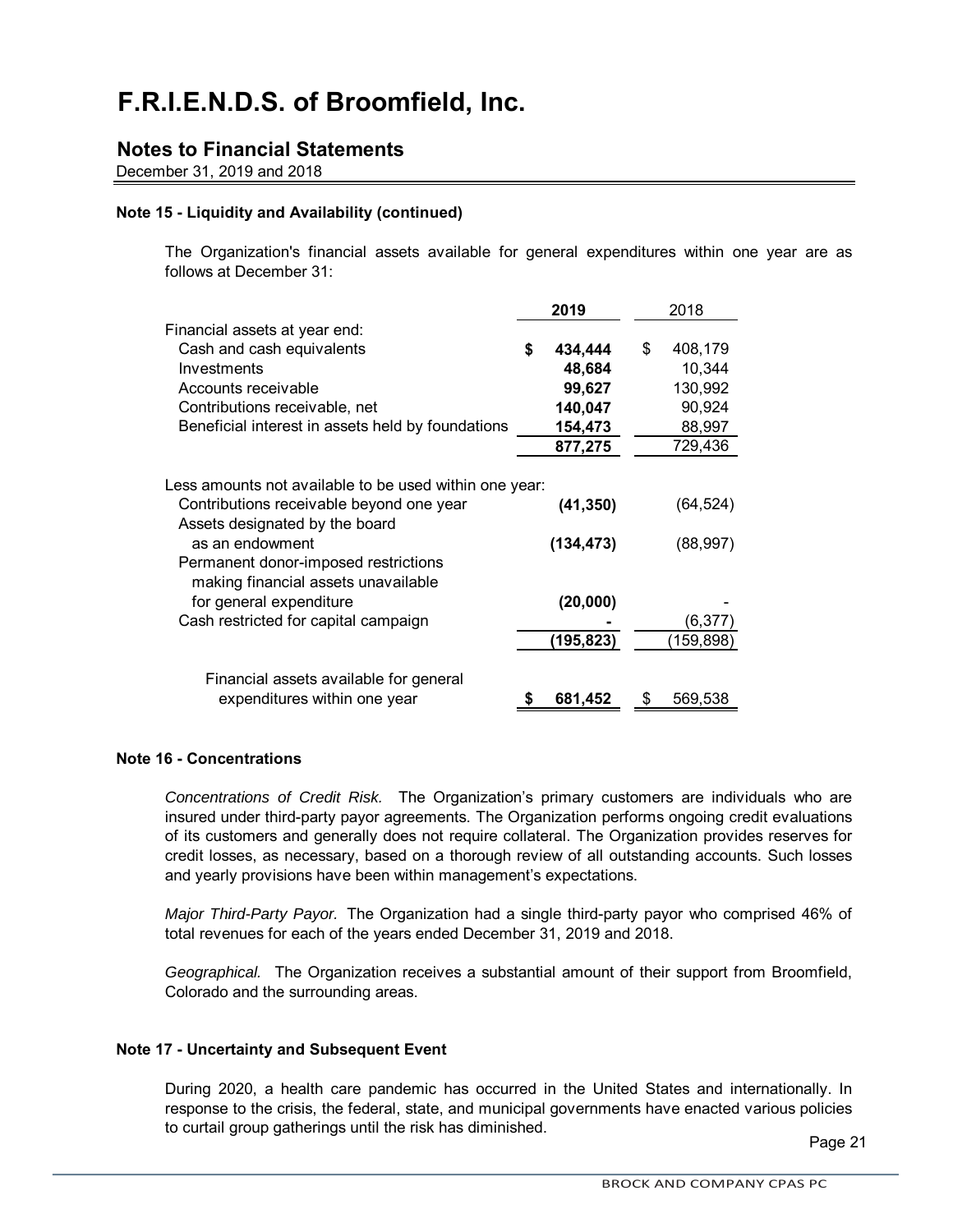# F.R.I.E.N.D.S. of Broomfield, Inc.

## Notes to Financial Statements

December 31, 2019 and 2018

**Note 15 - Liquidity and Availability (continued)**

The Organization's financial assets available for general expenditures within one year are as follows at December 31:

| | **2019** | 2018 |
|---|---|---|
| Financial assets at year end: | | |
| Cash and cash equivalents | **$ 434,444** | $ 408,179 |
| Investments | **48,684** | 10,344 |
| Accounts receivable | **99,627** | 130,992 |
| Contributions receivable, net | **140,047** | 90,924 |
| Beneficial interest in assets held by foundations | **154,473** | 88,997 |
| | **877,275** | 729,436 |
| Less amounts not available to be used within one year: | | |
| Contributions receivable beyond one year | **(41,350)** | (64,524) |
| Assets designated by the board as an endowment | **(134,473)** | (88,997) |
| Permanent donor-imposed restrictions making financial assets unavailable for general expenditure | **(20,000)** | - |
| Cash restricted for capital campaign | **-** | (6,377) |
| | **(195,823)** | (159,898) |
| Financial assets available for general expenditures within one year | **$ 681,452** | $ 569,538 |

**Note 16 - Concentrations**

*Concentrations of Credit Risk.* The Organization's primary customers are individuals who are insured under third-party payor agreements. The Organization performs ongoing credit evaluations of its customers and generally does not require collateral. The Organization provides reserves for credit losses, as necessary, based on a thorough review of all outstanding accounts. Such losses and yearly provisions have been within management's expectations.

*Major Third-Party Payor.* The Organization had a single third-party payor who comprised 46% of total revenues for each of the years ended December 31, 2019 and 2018.

*Geographical.* The Organization receives a substantial amount of their support from Broomfield, Colorado and the surrounding areas.

**Note 17 - Uncertainty and Subsequent Event**

During 2020, a health care pandemic has occurred in the United States and internationally. In response to the crisis, the federal, state, and municipal governments have enacted various policies to curtail group gatherings until the risk has diminished.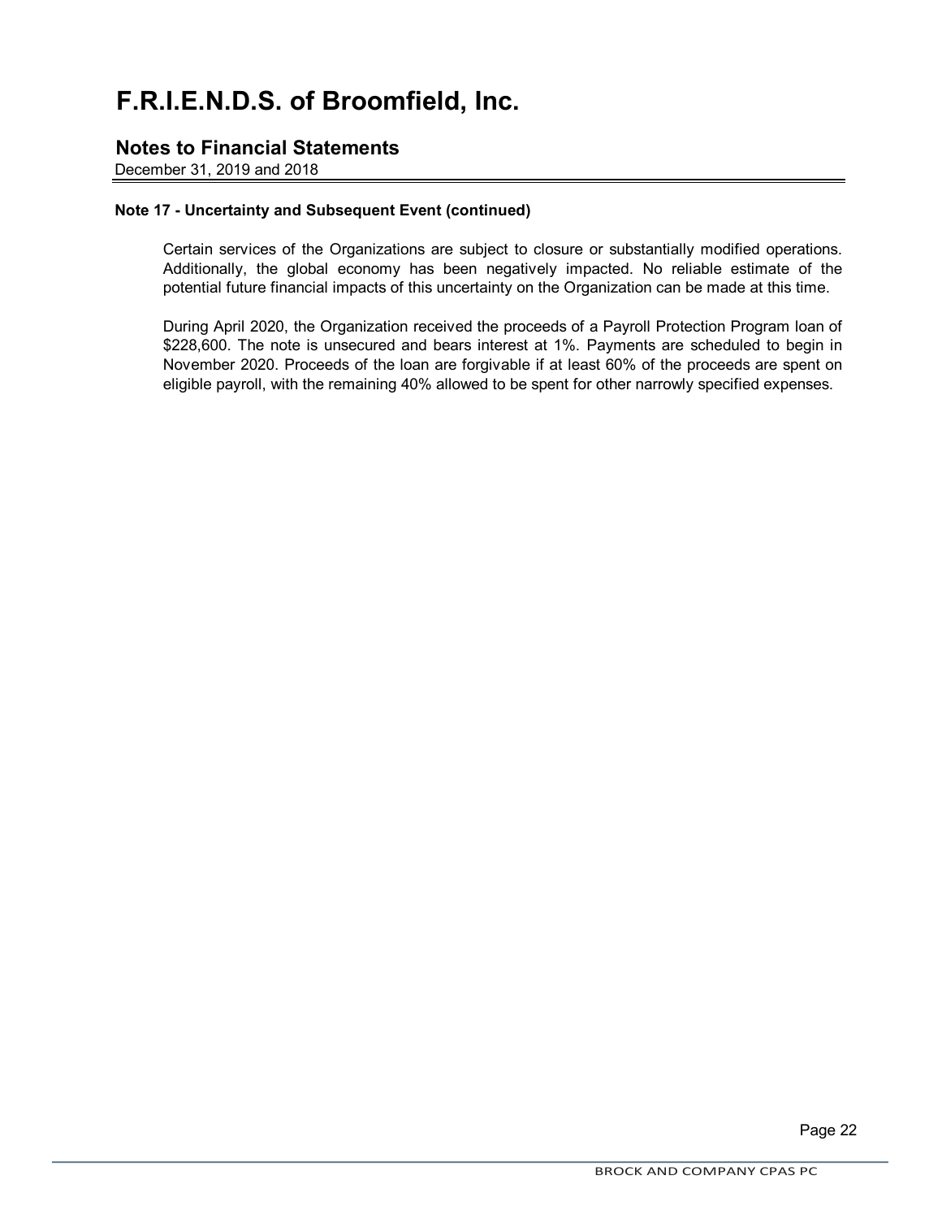# F.R.I.E.N.D.S. of Broomfield, Inc.

## Notes to Financial Statements

December 31, 2019 and 2018

**Note 17 - Uncertainty and Subsequent Event (continued)**

Certain services of the Organizations are subject to closure or substantially modified operations. Additionally, the global economy has been negatively impacted. No reliable estimate of the potential future financial impacts of this uncertainty on the Organization can be made at this time.

During April 2020, the Organization received the proceeds of a Payroll Protection Program loan of $228,600. The note is unsecured and bears interest at 1%. Payments are scheduled to begin in November 2020. Proceeds of the loan are forgivable if at least 60% of the proceeds are spent on eligible payroll, with the remaining 40% allowed to be spent for other narrowly specified expenses.